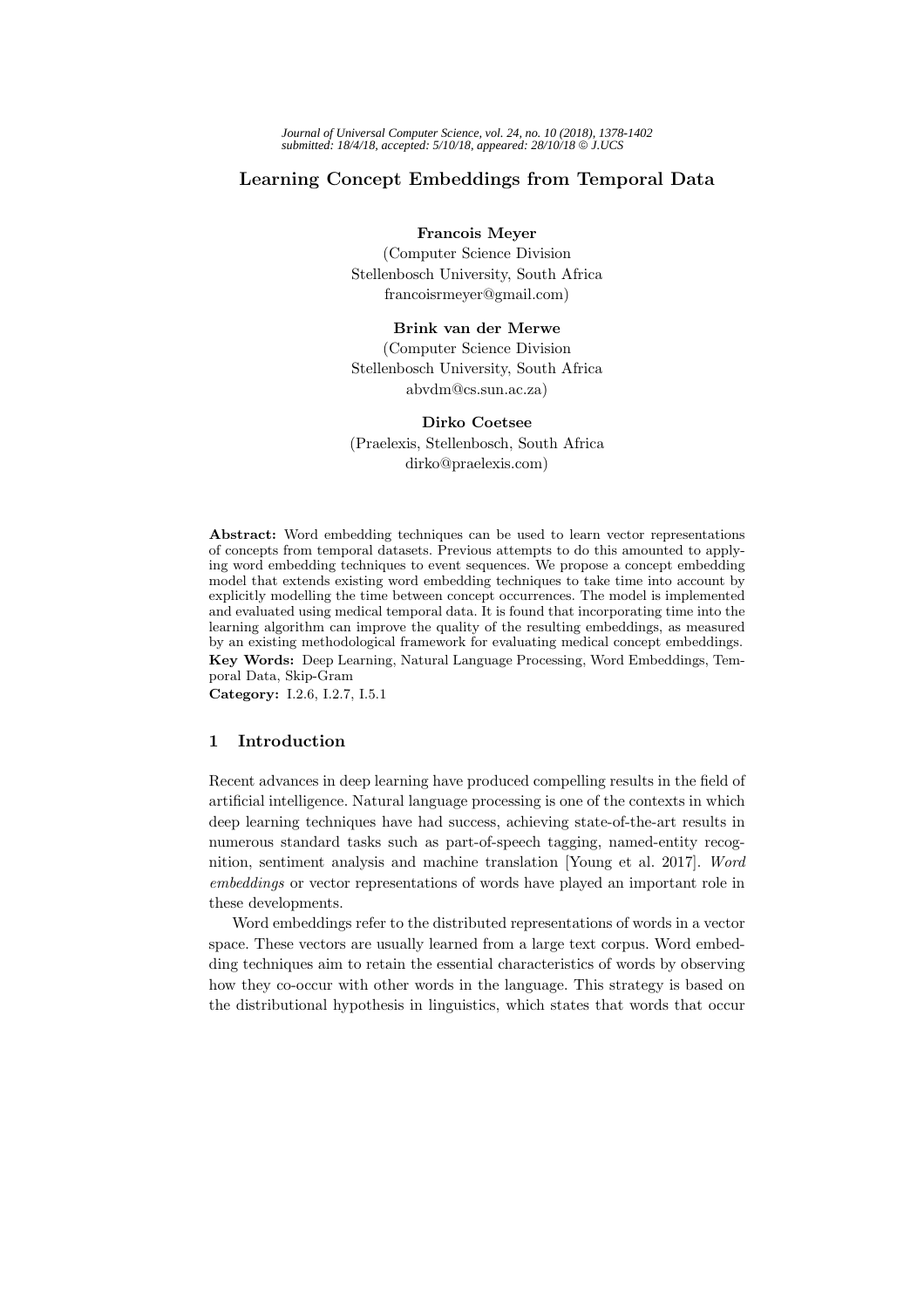# Learning Concept Embeddings from Temporal Data

**Francois Meyer**
(Computer Science Division
Stellenbosch University, South Africa
francoisrmeyer@gmail.com)

**Brink van der Merwe**
(Computer Science Division
Stellenbosch University, South Africa
abvdm@cs.sun.ac.za)

**Dirko Coetsee**
(Praelexis, Stellenbosch, South Africa
dirko@praelexis.com)

**Abstract:** Word embedding techniques can be used to learn vector representations of concepts from temporal datasets. Previous attempts to do this amounted to applying word embedding techniques to event sequences. We propose a concept embedding model that extends existing word embedding techniques to take time into account by explicitly modelling the time between concept occurrences. The model is implemented and evaluated using medical temporal data. It is found that incorporating time into the learning algorithm can improve the quality of the resulting embeddings, as measured by an existing methodological framework for evaluating medical concept embeddings.

**Key Words:** Deep Learning, Natural Language Processing, Word Embeddings, Temporal Data, Skip-Gram

**Category:** I.2.6, I.2.7, I.5.1

## 1 Introduction

Recent advances in deep learning have produced compelling results in the field of artificial intelligence. Natural language processing is one of the contexts in which deep learning techniques have had success, achieving state-of-the-art results in numerous standard tasks such as part-of-speech tagging, named-entity recognition, sentiment analysis and machine translation [Young et al. 2017]. *Word embeddings* or vector representations of words have played an important role in these developments.

Word embeddings refer to the distributed representations of words in a vector space. These vectors are usually learned from a large text corpus. Word embedding techniques aim to retain the essential characteristics of words by observing how they co-occur with other words in the language. This strategy is based on the distributional hypothesis in linguistics, which states that words that occur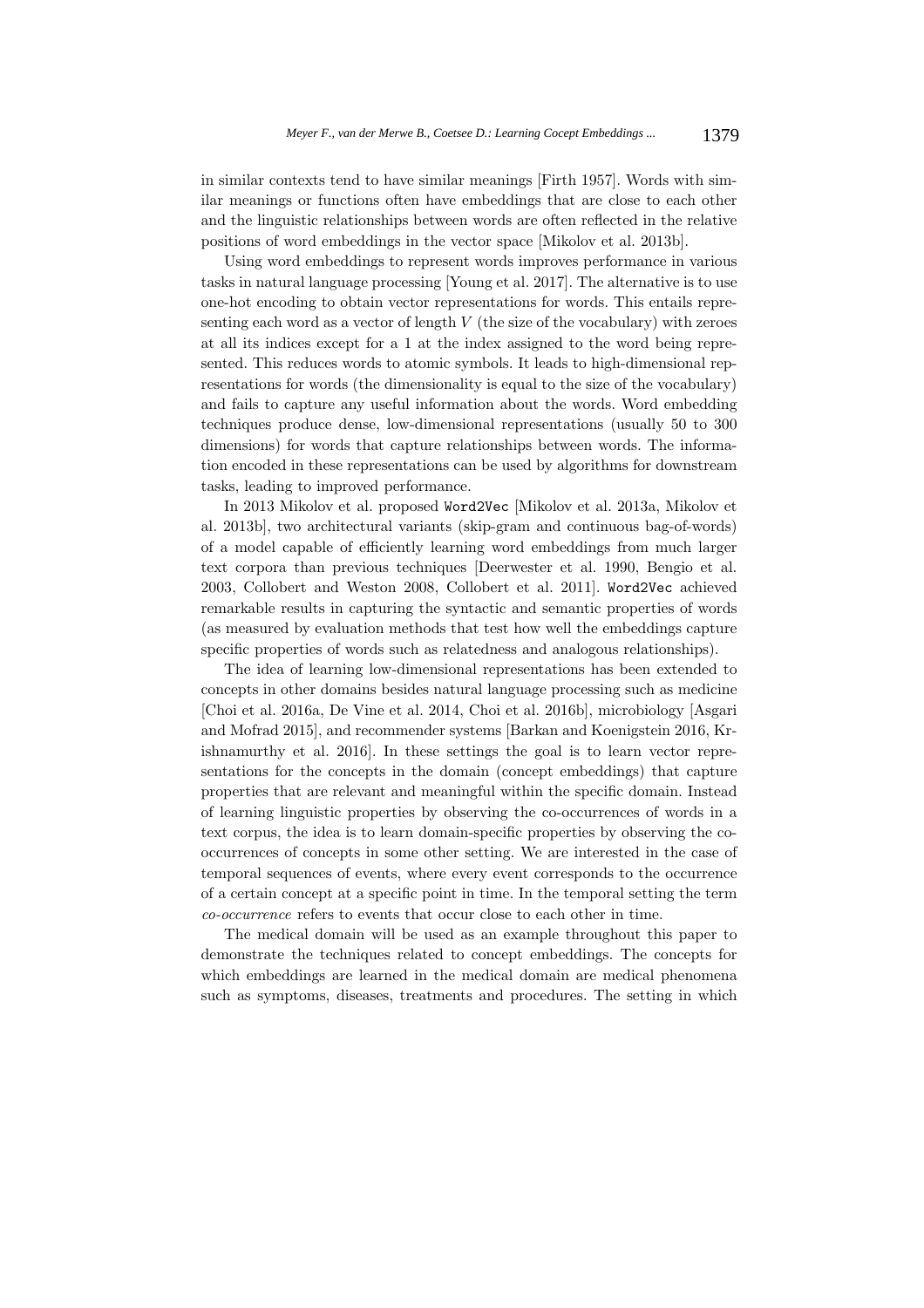in similar contexts tend to have similar meanings [Firth 1957]. Words with similar meanings or functions often have embeddings that are close to each other and the linguistic relationships between words are often reflected in the relative positions of word embeddings in the vector space [Mikolov et al. 2013b].

Using word embeddings to represent words improves performance in various tasks in natural language processing [Young et al. 2017]. The alternative is to use one-hot encoding to obtain vector representations for words. This entails representing each word as a vector of length $V$ (the size of the vocabulary) with zeroes at all its indices except for a 1 at the index assigned to the word being represented. This reduces words to atomic symbols. It leads to high-dimensional representations for words (the dimensionality is equal to the size of the vocabulary) and fails to capture any useful information about the words. Word embedding techniques produce dense, low-dimensional representations (usually 50 to 300 dimensions) for words that capture relationships between words. The information encoded in these representations can be used by algorithms for downstream tasks, leading to improved performance.

In 2013 Mikolov et al. proposed `Word2Vec` [Mikolov et al. 2013a, Mikolov et al. 2013b], two architectural variants (skip-gram and continuous bag-of-words) of a model capable of efficiently learning word embeddings from much larger text corpora than previous techniques [Deerwester et al. 1990, Bengio et al. 2003, Collobert and Weston 2008, Collobert et al. 2011]. `Word2Vec` achieved remarkable results in capturing the syntactic and semantic properties of words (as measured by evaluation methods that test how well the embeddings capture specific properties of words such as relatedness and analogous relationships).

The idea of learning low-dimensional representations has been extended to concepts in other domains besides natural language processing such as medicine [Choi et al. 2016a, De Vine et al. 2014, Choi et al. 2016b], microbiology [Asgari and Mofrad 2015], and recommender systems [Barkan and Koenigstein 2016, Krishnamurthy et al. 2016]. In these settings the goal is to learn vector representations for the concepts in the domain (concept embeddings) that capture properties that are relevant and meaningful within the specific domain. Instead of learning linguistic properties by observing the co-occurrences of words in a text corpus, the idea is to learn domain-specific properties by observing the co-occurrences of concepts in some other setting. We are interested in the case of temporal sequences of events, where every event corresponds to the occurrence of a certain concept at a specific point in time. In the temporal setting the term *co-occurrence* refers to events that occur close to each other in time.

The medical domain will be used as an example throughout this paper to demonstrate the techniques related to concept embeddings. The concepts for which embeddings are learned in the medical domain are medical phenomena such as symptoms, diseases, treatments and procedures. The setting in which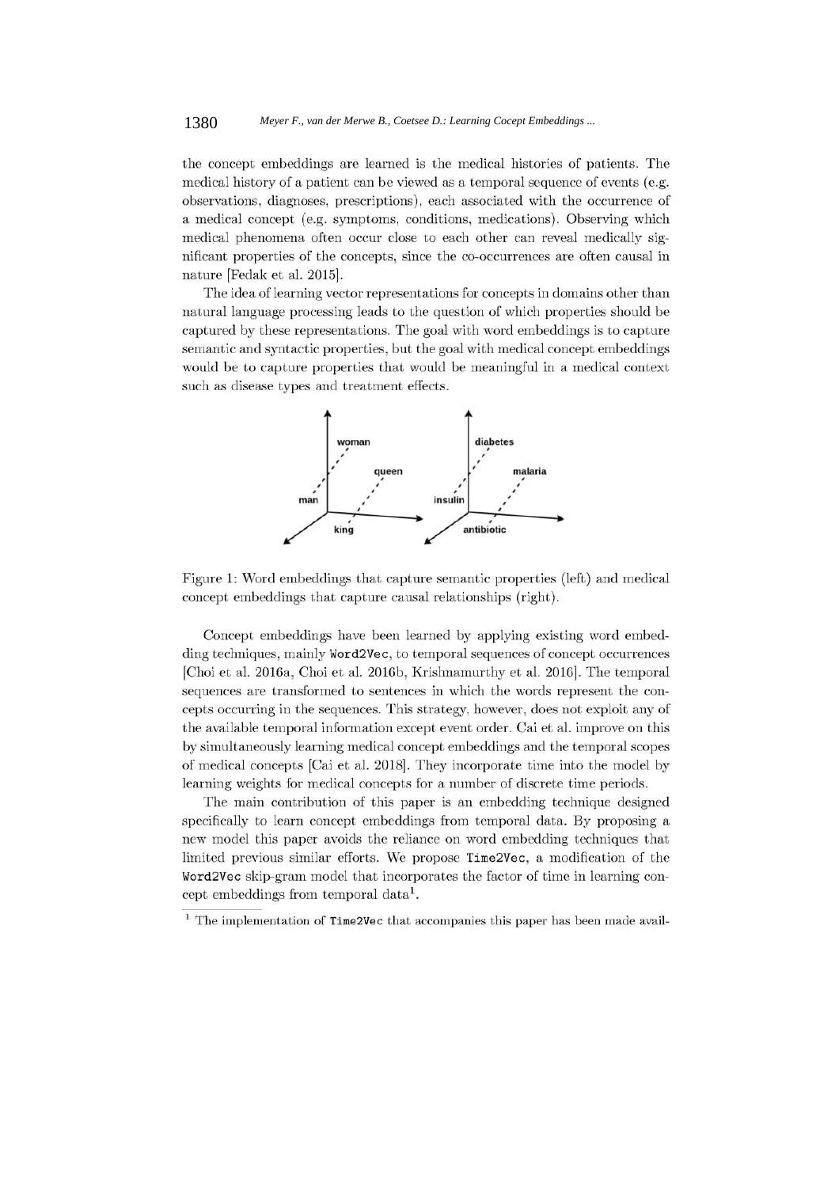the concept embeddings are learned is the medical histories of patients. The medical history of a patient can be viewed as a temporal sequence of events (e.g. observations, diagnoses, prescriptions), each associated with the occurrence of a medical concept (e.g. symptoms, conditions, medications). Observing which medical phenomena often occur close to each other can reveal medically significant properties of the concepts, since the co-occurrences are often causal in nature [Fedak et al. 2015].

The idea of learning vector representations for concepts in domains other than natural language processing leads to the question of which properties should be captured by these representations. The goal with word embeddings is to capture semantic and syntactic properties, but the goal with medical concept embeddings would be to capture properties that would be meaningful in a medical context such as disease types and treatment effects.

Figure 1: Word embeddings that capture semantic properties (left) and medical concept embeddings that capture causal relationships (right).

Concept embeddings have been learned by applying existing word embedding techniques, mainly `Word2Vec`, to temporal sequences of concept occurrences [Choi et al. 2016a, Choi et al. 2016b, Krishnamurthy et al. 2016]. The temporal sequences are transformed to sentences in which the words represent the concepts occurring in the sequences. This strategy, however, does not exploit any of the available temporal information except event order. Cai et al. improve on this by simultaneously learning medical concept embeddings and the temporal scopes of medical concepts [Cai et al. 2018]. They incorporate time into the model by learning weights for medical concepts for a number of discrete time periods.

The main contribution of this paper is an embedding technique designed specifically to learn concept embeddings from temporal data. By proposing a new model this paper avoids the reliance on word embedding techniques that limited previous similar efforts. We propose `Time2Vec`, a modification of the `Word2Vec` skip-gram model that incorporates the factor of time in learning concept embeddings from temporal data[1].

[1] The implementation of `Time2Vec` that accompanies this paper has been made avail-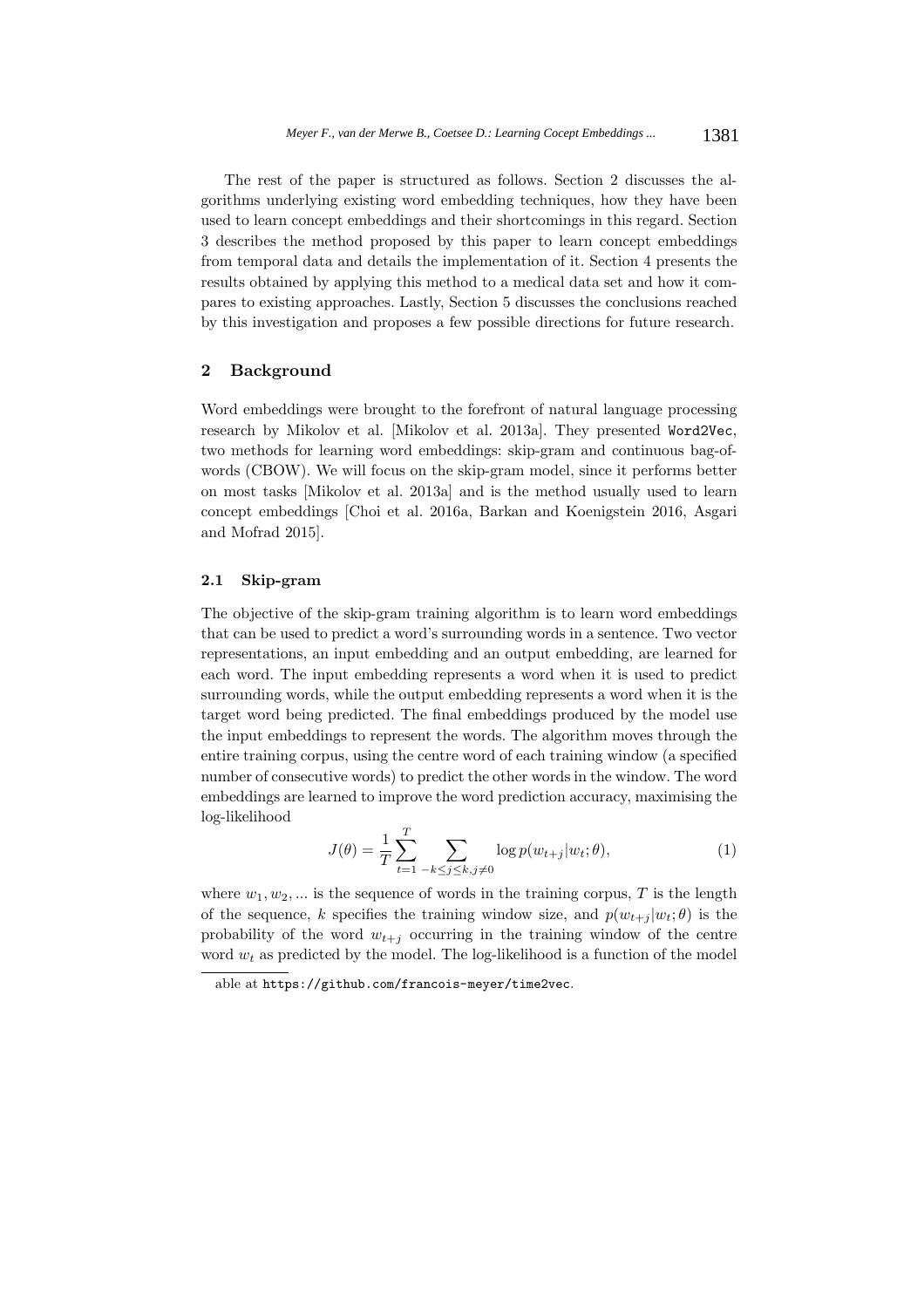The rest of the paper is structured as follows. Section 2 discusses the algorithms underlying existing word embedding techniques, how they have been used to learn concept embeddings and their shortcomings in this regard. Section 3 describes the method proposed by this paper to learn concept embeddings from temporal data and details the implementation of it. Section 4 presents the results obtained by applying this method to a medical data set and how it compares to existing approaches. Lastly, Section 5 discusses the conclusions reached by this investigation and proposes a few possible directions for future research.

## 2 Background

Word embeddings were brought to the forefront of natural language processing research by Mikolov et al. [Mikolov et al. 2013a]. They presented `Word2Vec`, two methods for learning word embeddings: skip-gram and continuous bag-of-words (CBOW). We will focus on the skip-gram model, since it performs better on most tasks [Mikolov et al. 2013a] and is the method usually used to learn concept embeddings [Choi et al. 2016a, Barkan and Koenigstein 2016, Asgari and Mofrad 2015].

### 2.1 Skip-gram

The objective of the skip-gram training algorithm is to learn word embeddings that can be used to predict a word's surrounding words in a sentence. Two vector representations, an input embedding and an output embedding, are learned for each word. The input embedding represents a word when it is used to predict surrounding words, while the output embedding represents a word when it is the target word being predicted. The final embeddings produced by the model use the input embeddings to represent the words. The algorithm moves through the entire training corpus, using the centre word of each training window (a specified number of consecutive words) to predict the other words in the window. The word embeddings are learned to improve the word prediction accuracy, maximising the log-likelihood

$$J(\theta) = \frac{1}{T} \sum_{t=1}^{T} \sum_{-k \leq j \leq k, j \neq 0} \log p(w_{t+j} | w_t; \theta), \tag{1}$$

where $w_1, w_2, ...$ is the sequence of words in the training corpus, $T$ is the length of the sequence, $k$ specifies the training window size, and $p(w_{t+j}|w_t; \theta)$ is the probability of the word $w_{t+j}$ occurring in the training window of the centre word $w_t$ as predicted by the model. The log-likelihood is a function of the model

able at https://github.com/francois-meyer/time2vec.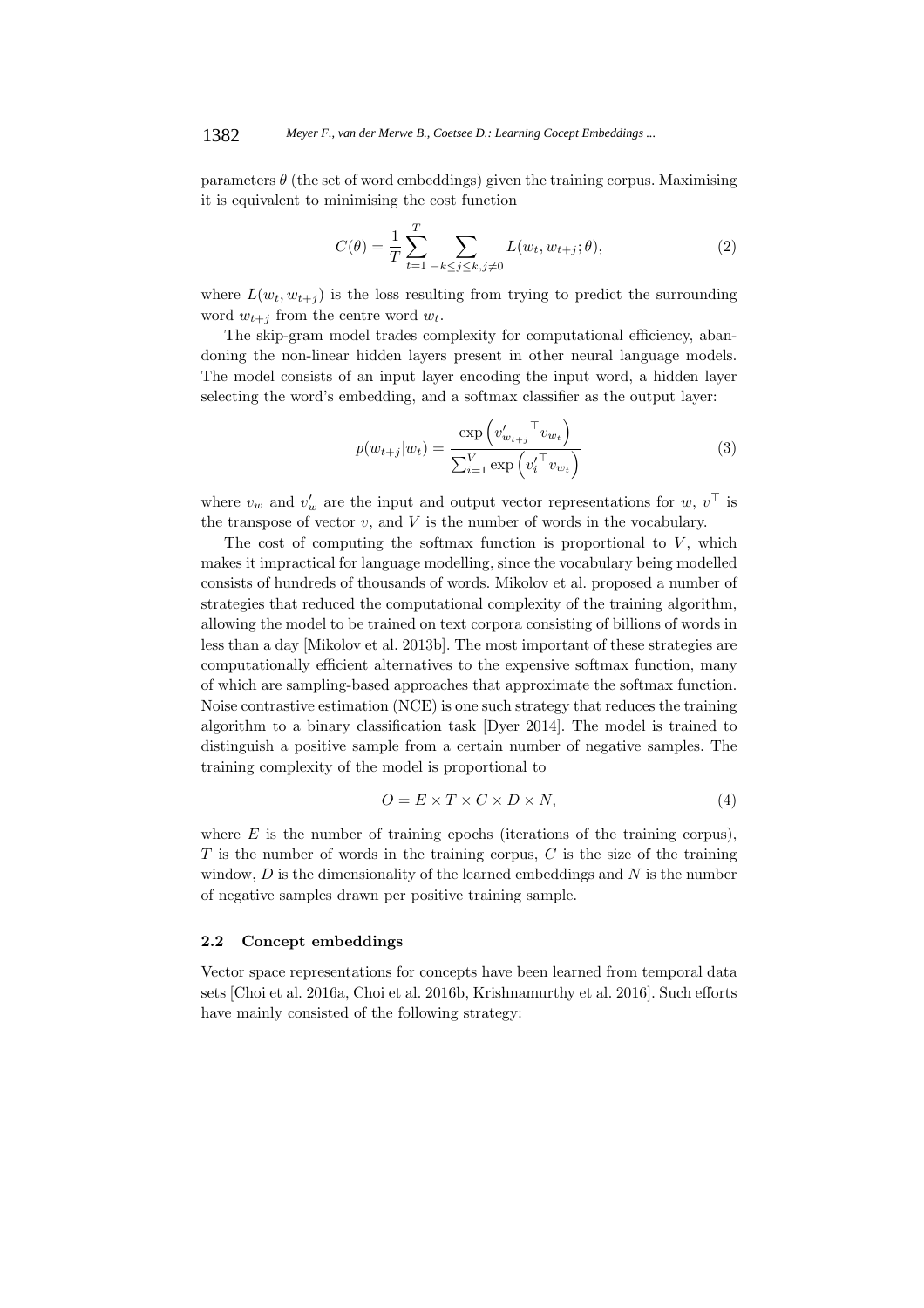parameters $\theta$ (the set of word embeddings) given the training corpus. Maximising it is equivalent to minimising the cost function

$$C(\theta) = \frac{1}{T} \sum_{t=1}^{T} \sum_{-k \leq j \leq k, j \neq 0} L(w_t, w_{t+j}; \theta), \tag{2}$$

where $L(w_t, w_{t+j})$ is the loss resulting from trying to predict the surrounding word $w_{t+j}$ from the centre word $w_t$.

The skip-gram model trades complexity for computational efficiency, abandoning the non-linear hidden layers present in other neural language models. The model consists of an input layer encoding the input word, a hidden layer selecting the word's embedding, and a softmax classifier as the output layer:

$$p(w_{t+j}|w_t) = \frac{\exp\left({v'_{w_{t+j}}}^{\top} v_{w_t}\right)}{\sum_{i=1}^{V} \exp\left({v'_i}^{\top} v_{w_t}\right)} \tag{3}$$

where $v_w$ and $v'_w$ are the input and output vector representations for $w$, $v^{\top}$ is the transpose of vector $v$, and $V$ is the number of words in the vocabulary.

The cost of computing the softmax function is proportional to $V$, which makes it impractical for language modelling, since the vocabulary being modelled consists of hundreds of thousands of words. Mikolov et al. proposed a number of strategies that reduced the computational complexity of the training algorithm, allowing the model to be trained on text corpora consisting of billions of words in less than a day [Mikolov et al. 2013b]. The most important of these strategies are computationally efficient alternatives to the expensive softmax function, many of which are sampling-based approaches that approximate the softmax function. Noise contrastive estimation (NCE) is one such strategy that reduces the training algorithm to a binary classification task [Dyer 2014]. The model is trained to distinguish a positive sample from a certain number of negative samples. The training complexity of the model is proportional to

$$O = E \times T \times C \times D \times N, \tag{4}$$

where $E$ is the number of training epochs (iterations of the training corpus), $T$ is the number of words in the training corpus, $C$ is the size of the training window, $D$ is the dimensionality of the learned embeddings and $N$ is the number of negative samples drawn per positive training sample.

### 2.2 Concept embeddings

Vector space representations for concepts have been learned from temporal data sets [Choi et al. 2016a, Choi et al. 2016b, Krishnamurthy et al. 2016]. Such efforts have mainly consisted of the following strategy: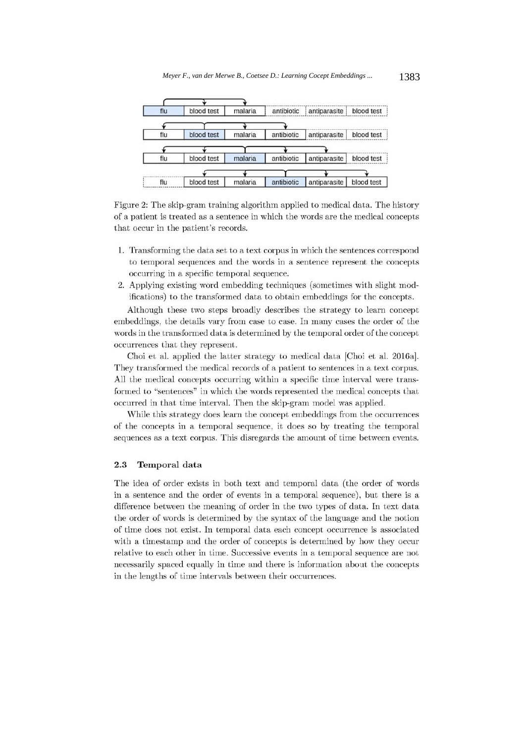Figure 2: The skip-gram training algorithm applied to medical data. The history of a patient is treated as a sentence in which the words are the medical concepts that occur in the patient's records.

1. Transforming the data set to a text corpus in which the sentences correspond to temporal sequences and the words in a sentence represent the concepts occurring in a specific temporal sequence.
2. Applying existing word embedding techniques (sometimes with slight modifications) to the transformed data to obtain embeddings for the concepts.

Although these two steps broadly describes the strategy to learn concept embeddings, the details vary from case to case. In many cases the order of the words in the transformed data is determined by the temporal order of the concept occurrences that they represent.

Choi et al. applied the latter strategy to medical data [Choi et al. 2016a]. They transformed the medical records of a patient to sentences in a text corpus. All the medical concepts occurring within a specific time interval were transformed to "sentences" in which the words represented the medical concepts that occurred in that time interval. Then the skip-gram model was applied.

While this strategy does learn the concept embeddings from the occurrences of the concepts in a temporal sequence, it does so by treating the temporal sequences as a text corpus. This disregards the amount of time between events.

### 2.3 Temporal data

The idea of order exists in both text and temporal data (the order of words in a sentence and the order of events in a temporal sequence), but there is a difference between the meaning of order in the two types of data. In text data the order of words is determined by the syntax of the language and the notion of time does not exist. In temporal data each concept occurrence is associated with a timestamp and the order of concepts is determined by how they occur relative to each other in time. Successive events in a temporal sequence are not necessarily spaced equally in time and there is information about the concepts in the lengths of time intervals between their occurrences.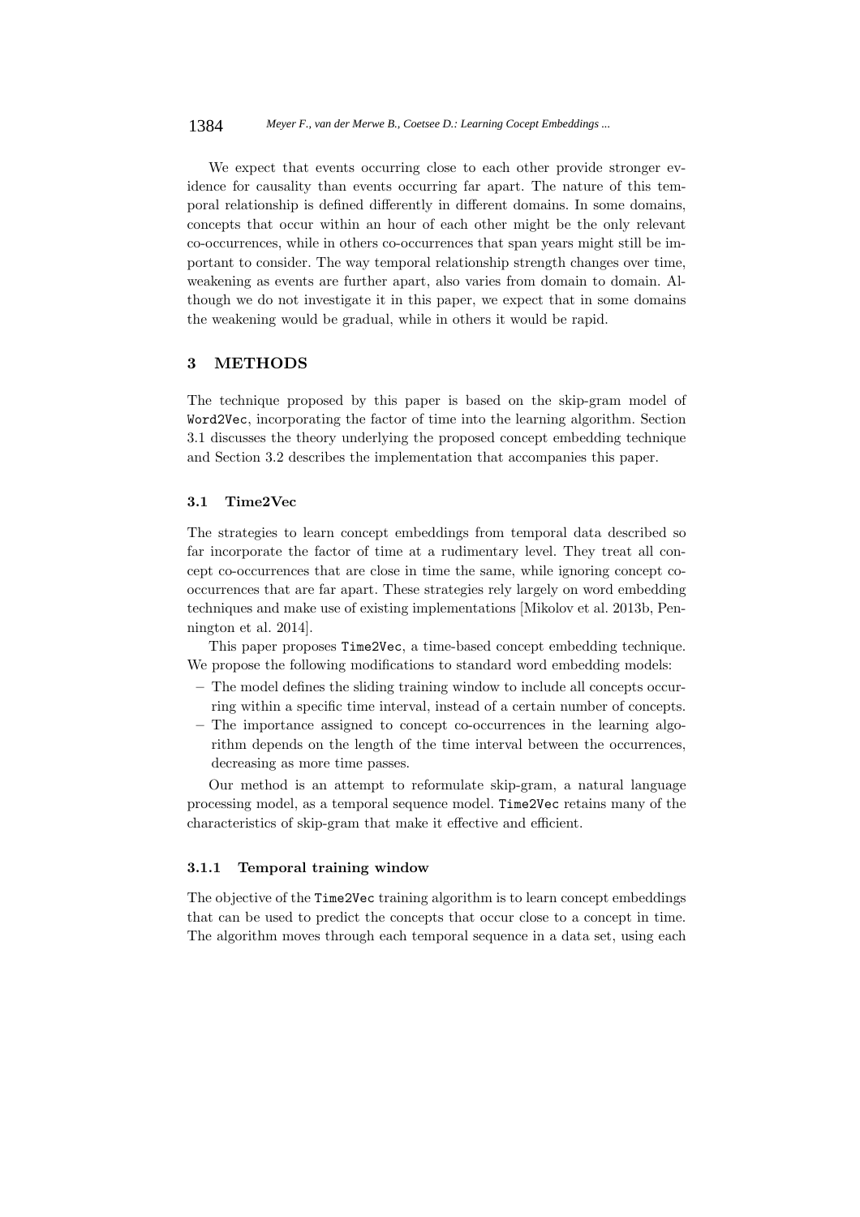We expect that events occurring close to each other provide stronger evidence for causality than events occurring far apart. The nature of this temporal relationship is defined differently in different domains. In some domains, concepts that occur within an hour of each other might be the only relevant co-occurrences, while in others co-occurrences that span years might still be important to consider. The way temporal relationship strength changes over time, weakening as events are further apart, also varies from domain to domain. Although we do not investigate it in this paper, we expect that in some domains the weakening would be gradual, while in others it would be rapid.

## 3 METHODS

The technique proposed by this paper is based on the skip-gram model of `Word2Vec`, incorporating the factor of time into the learning algorithm. Section 3.1 discusses the theory underlying the proposed concept embedding technique and Section 3.2 describes the implementation that accompanies this paper.

### 3.1 Time2Vec

The strategies to learn concept embeddings from temporal data described so far incorporate the factor of time at a rudimentary level. They treat all concept co-occurrences that are close in time the same, while ignoring concept co-occurrences that are far apart. These strategies rely largely on word embedding techniques and make use of existing implementations [Mikolov et al. 2013b, Pennington et al. 2014].

This paper proposes `Time2Vec`, a time-based concept embedding technique. We propose the following modifications to standard word embedding models:

- The model defines the sliding training window to include all concepts occurring within a specific time interval, instead of a certain number of concepts.
- The importance assigned to concept co-occurrences in the learning algorithm depends on the length of the time interval between the occurrences, decreasing as more time passes.

Our method is an attempt to reformulate skip-gram, a natural language processing model, as a temporal sequence model. `Time2Vec` retains many of the characteristics of skip-gram that make it effective and efficient.

#### 3.1.1 Temporal training window

The objective of the `Time2Vec` training algorithm is to learn concept embeddings that can be used to predict the concepts that occur close to a concept in time. The algorithm moves through each temporal sequence in a data set, using each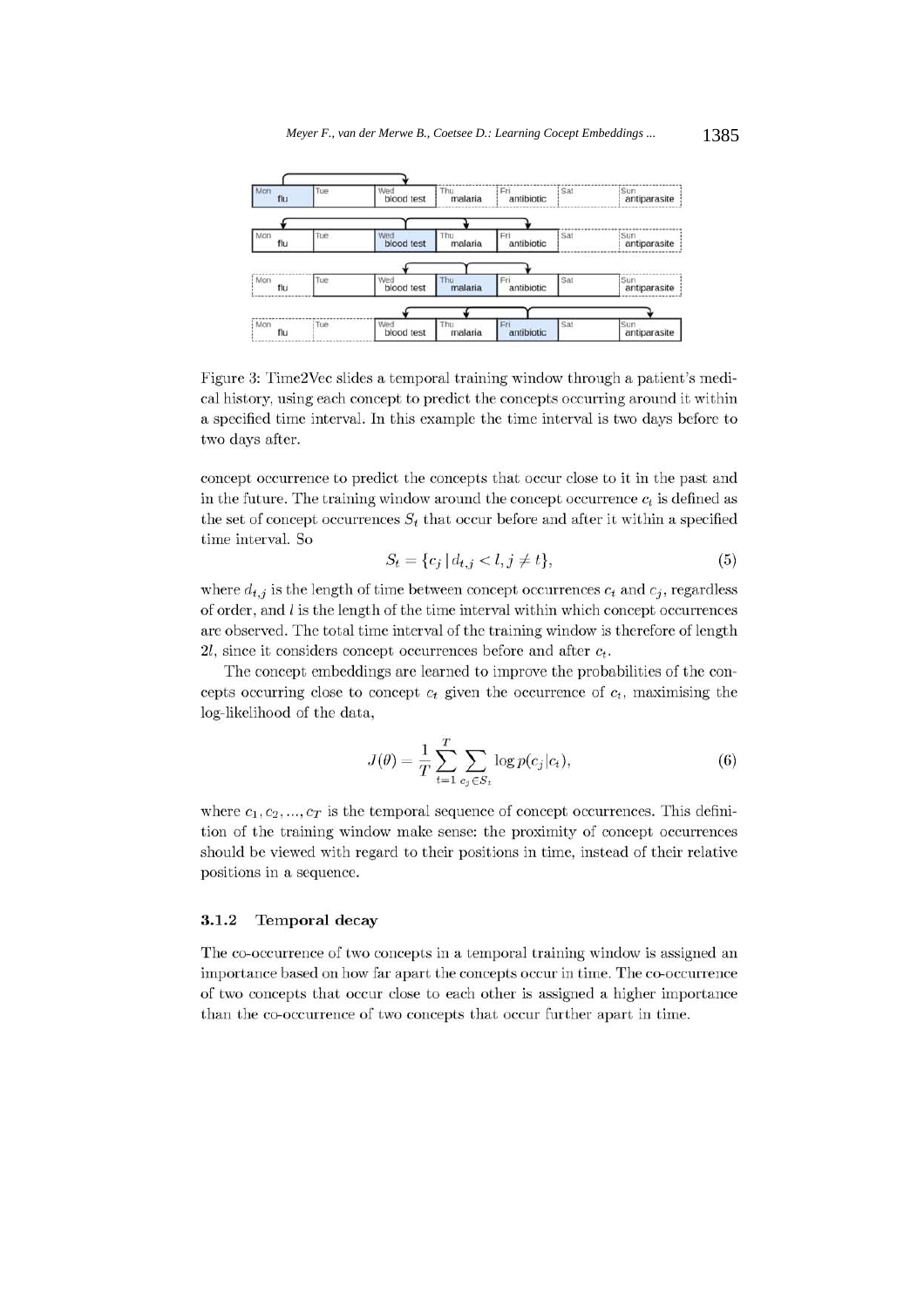Figure 3: Time2Vec slides a temporal training window through a patient's medical history, using each concept to predict the concepts occurring around it within a specified time interval. In this example the time interval is two days before to two days after.

concept occurrence to predict the concepts that occur close to it in the past and in the future. The training window around the concept occurrence $c_t$ is defined as the set of concept occurrences $S_t$ that occur before and after it within a specified time interval. So

$$S_t = \{c_j \,|\, d_{t,j} < l, j \neq t\}, \tag{5}$$

where $d_{t,j}$ is the length of time between concept occurrences $c_t$ and $c_j$, regardless of order, and $l$ is the length of the time interval within which concept occurrences are observed. The total time interval of the training window is therefore of length $2l$, since it considers concept occurrences before and after $c_t$.

The concept embeddings are learned to improve the probabilities of the concepts occurring close to concept $c_t$ given the occurrence of $c_t$, maximising the log-likelihood of the data,

$$J(\theta) = \frac{1}{T}\sum_{t=1}^{T}\sum_{c_j \in S_t} \log p(c_j|c_t), \tag{6}$$

where $c_1, c_2, ..., c_T$ is the temporal sequence of concept occurrences. This definition of the training window make sense: the proximity of concept occurrences should be viewed with regard to their positions in time, instead of their relative positions in a sequence.

### 3.1.2 Temporal decay

The co-occurrence of two concepts in a temporal training window is assigned an importance based on how far apart the concepts occur in time. The co-occurrence of two concepts that occur close to each other is assigned a higher importance than the co-occurrence of two concepts that occur further apart in time.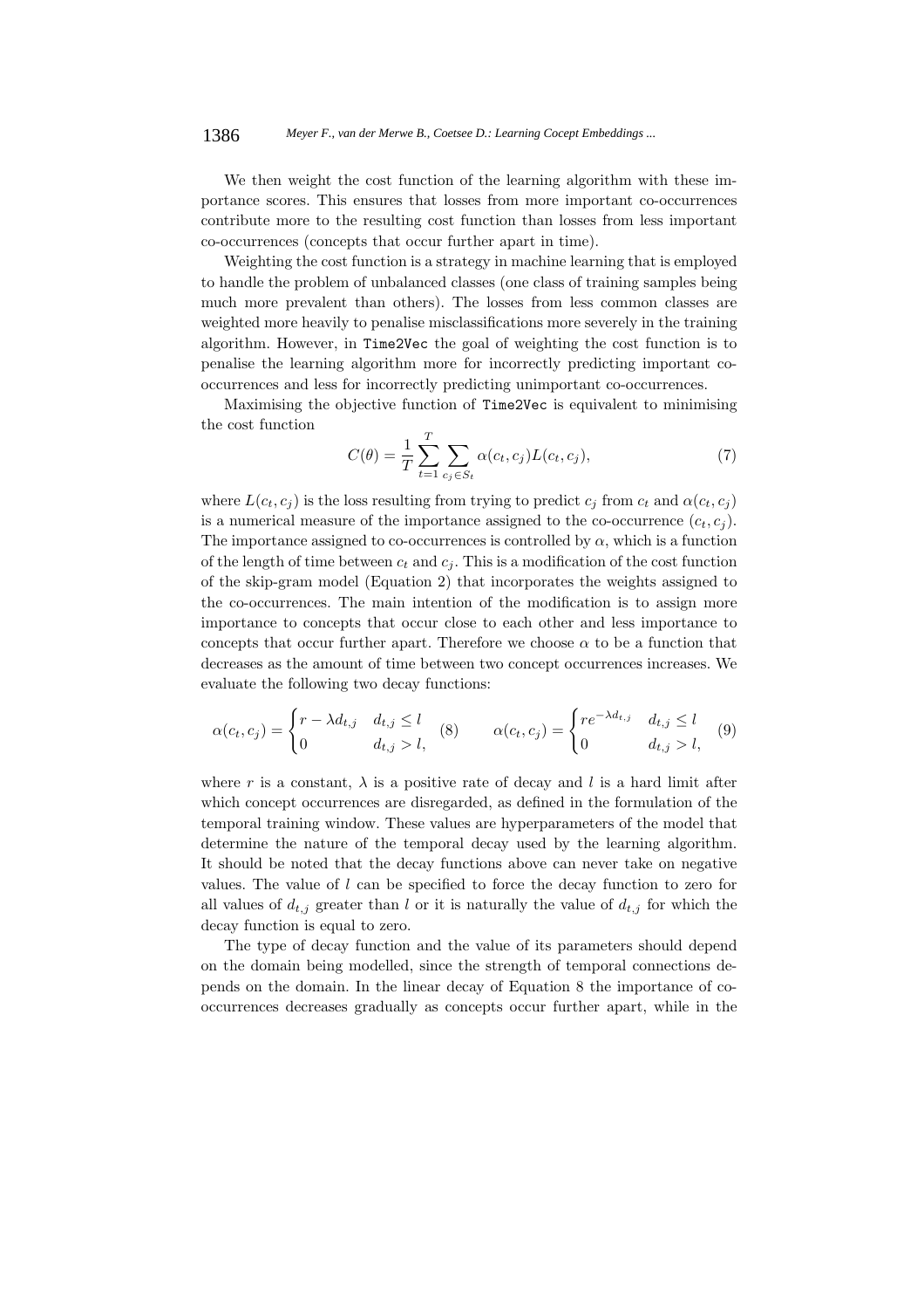We then weight the cost function of the learning algorithm with these importance scores. This ensures that losses from more important co-occurrences contribute more to the resulting cost function than losses from less important co-occurrences (concepts that occur further apart in time).

Weighting the cost function is a strategy in machine learning that is employed to handle the problem of unbalanced classes (one class of training samples being much more prevalent than others). The losses from less common classes are weighted more heavily to penalise misclassifications more severely in the training algorithm. However, in `Time2Vec` the goal of weighting the cost function is to penalise the learning algorithm more for incorrectly predicting important co-occurrences and less for incorrectly predicting unimportant co-occurrences.

Maximising the objective function of `Time2Vec` is equivalent to minimising the cost function

$$C(\theta) = \frac{1}{T} \sum_{t=1}^{T} \sum_{c_j \in S_t} \alpha(c_t, c_j) L(c_t, c_j), \tag{7}$$

where $L(c_t, c_j)$ is the loss resulting from trying to predict $c_j$ from $c_t$ and $\alpha(c_t, c_j)$ is a numerical measure of the importance assigned to the co-occurrence $(c_t, c_j)$. The importance assigned to co-occurrences is controlled by $\alpha$, which is a function of the length of time between $c_t$ and $c_j$. This is a modification of the cost function of the skip-gram model (Equation 2) that incorporates the weights assigned to the co-occurrences. The main intention of the modification is to assign more importance to concepts that occur close to each other and less importance to concepts that occur further apart. Therefore we choose $\alpha$ to be a function that decreases as the amount of time between two concept occurrences increases. We evaluate the following two decay functions:

$$\alpha(c_t, c_j) = \begin{cases} r - \lambda d_{t,j} & d_{t,j} \leq l \\ 0 & d_{t,j} > l, \end{cases} \tag{8}$$

$$\alpha(c_t, c_j) = \begin{cases} r e^{-\lambda d_{t,j}} & d_{t,j} \leq l \\ 0 & d_{t,j} > l, \end{cases} \tag{9}$$

where $r$ is a constant, $\lambda$ is a positive rate of decay and $l$ is a hard limit after which concept occurrences are disregarded, as defined in the formulation of the temporal training window. These values are hyperparameters of the model that determine the nature of the temporal decay used by the learning algorithm. It should be noted that the decay functions above can never take on negative values. The value of $l$ can be specified to force the decay function to zero for all values of $d_{t,j}$ greater than $l$ or it is naturally the value of $d_{t,j}$ for which the decay function is equal to zero.

The type of decay function and the value of its parameters should depend on the domain being modelled, since the strength of temporal connections depends on the domain. In the linear decay of Equation 8 the importance of co-occurrences decreases gradually as concepts occur further apart, while in the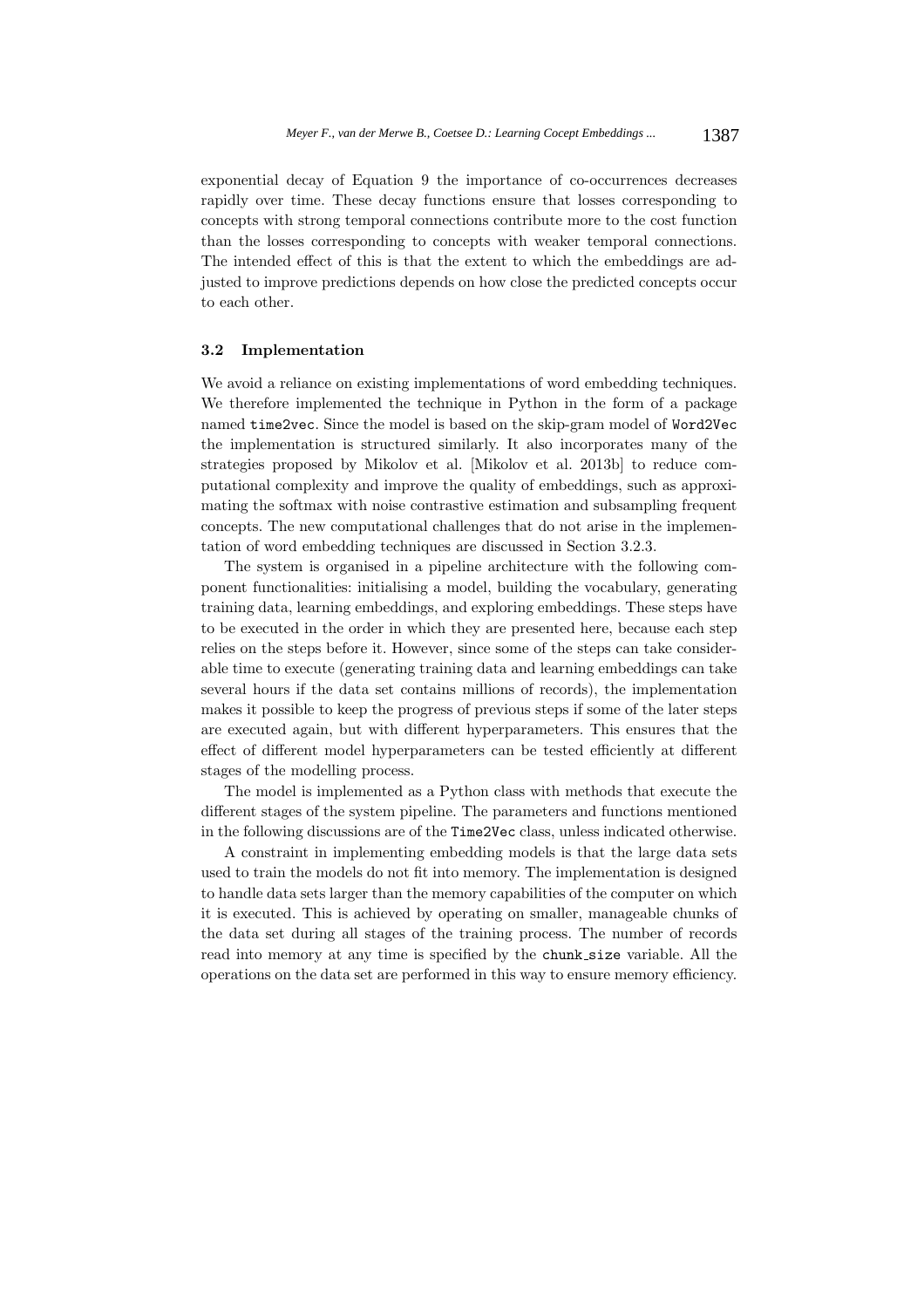exponential decay of Equation 9 the importance of co-occurrences decreases rapidly over time. These decay functions ensure that losses corresponding to concepts with strong temporal connections contribute more to the cost function than the losses corresponding to concepts with weaker temporal connections. The intended effect of this is that the extent to which the embeddings are adjusted to improve predictions depends on how close the predicted concepts occur to each other.

### 3.2 Implementation

We avoid a reliance on existing implementations of word embedding techniques. We therefore implemented the technique in Python in the form of a package named `time2vec`. Since the model is based on the skip-gram model of `Word2Vec` the implementation is structured similarly. It also incorporates many of the strategies proposed by Mikolov et al. [Mikolov et al. 2013b] to reduce computational complexity and improve the quality of embeddings, such as approximating the softmax with noise contrastive estimation and subsampling frequent concepts. The new computational challenges that do not arise in the implementation of word embedding techniques are discussed in Section 3.2.3.

The system is organised in a pipeline architecture with the following component functionalities: initialising a model, building the vocabulary, generating training data, learning embeddings, and exploring embeddings. These steps have to be executed in the order in which they are presented here, because each step relies on the steps before it. However, since some of the steps can take considerable time to execute (generating training data and learning embeddings can take several hours if the data set contains millions of records), the implementation makes it possible to keep the progress of previous steps if some of the later steps are executed again, but with different hyperparameters. This ensures that the effect of different model hyperparameters can be tested efficiently at different stages of the modelling process.

The model is implemented as a Python class with methods that execute the different stages of the system pipeline. The parameters and functions mentioned in the following discussions are of the `Time2Vec` class, unless indicated otherwise.

A constraint in implementing embedding models is that the large data sets used to train the models do not fit into memory. The implementation is designed to handle data sets larger than the memory capabilities of the computer on which it is executed. This is achieved by operating on smaller, manageable chunks of the data set during all stages of the training process. The number of records read into memory at any time is specified by the `chunk_size` variable. All the operations on the data set are performed in this way to ensure memory efficiency.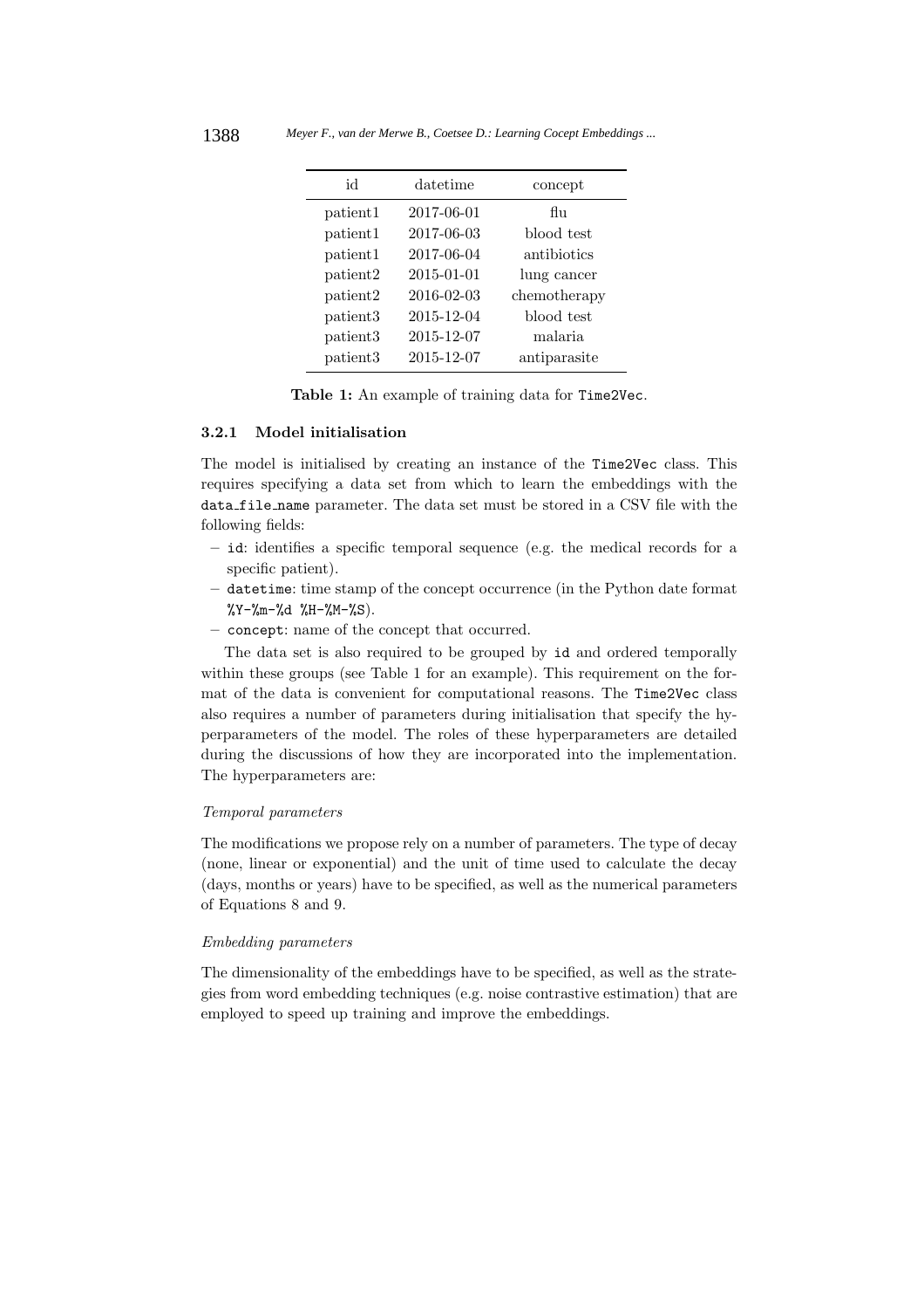| id | datetime | concept |
|---|---|---|
| patient1 | 2017-06-01 | flu |
| patient1 | 2017-06-03 | blood test |
| patient1 | 2017-06-04 | antibiotics |
| patient2 | 2015-01-01 | lung cancer |
| patient2 | 2016-02-03 | chemotherapy |
| patient3 | 2015-12-04 | blood test |
| patient3 | 2015-12-07 | malaria |
| patient3 | 2015-12-07 | antiparasite |

**Table 1:** An example of training data for `Time2Vec`.

### 3.2.1 Model initialisation

The model is initialised by creating an instance of the `Time2Vec` class. This requires specifying a data set from which to learn the embeddings with the `data_file_name` parameter. The data set must be stored in a CSV file with the following fields:

- `id`: identifies a specific temporal sequence (e.g. the medical records for a specific patient).
- `datetime`: time stamp of the concept occurrence (in the Python date format `%Y-%m-%d %H-%M-%S`).
- `concept`: name of the concept that occurred.

The data set is also required to be grouped by `id` and ordered temporally within these groups (see Table 1 for an example). This requirement on the format of the data is convenient for computational reasons. The `Time2Vec` class also requires a number of parameters during initialisation that specify the hyperparameters of the model. The roles of these hyperparameters are detailed during the discussions of how they are incorporated into the implementation. The hyperparameters are:

*Temporal parameters*

The modifications we propose rely on a number of parameters. The type of decay (none, linear or exponential) and the unit of time used to calculate the decay (days, months or years) have to be specified, as well as the numerical parameters of Equations 8 and 9.

*Embedding parameters*

The dimensionality of the embeddings have to be specified, as well as the strategies from word embedding techniques (e.g. noise contrastive estimation) that are employed to speed up training and improve the embeddings.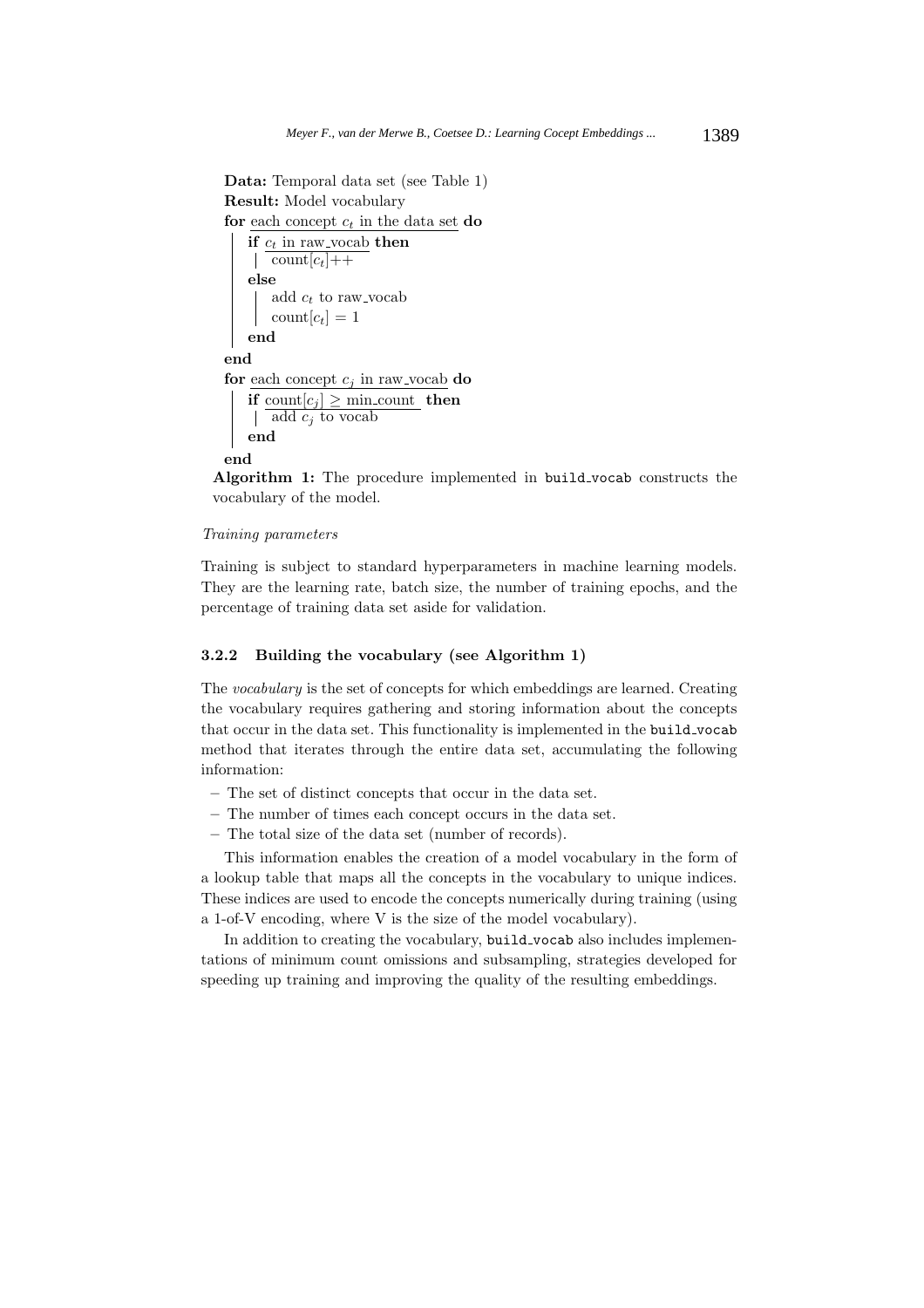```
Data: Temporal data set (see Table 1)
Result: Model vocabulary
for each concept c_t in the data set do
    if c_t in raw_vocab then
        count[c_t]++
    else
        add c_t to raw_vocab
        count[c_t] = 1
    end
end
for each concept c_j in raw_vocab do
    if count[c_j] ≥ min_count then
        add c_j to vocab
    end
end
```

**Algorithm 1:** The procedure implemented in `build_vocab` constructs the vocabulary of the model.

*Training parameters*

Training is subject to standard hyperparameters in machine learning models. They are the learning rate, batch size, the number of training epochs, and the percentage of training data set aside for validation.

### 3.2.2 Building the vocabulary (see Algorithm 1)

The *vocabulary* is the set of concepts for which embeddings are learned. Creating the vocabulary requires gathering and storing information about the concepts that occur in the data set. This functionality is implemented in the `build_vocab` method that iterates through the entire data set, accumulating the following information:

- The set of distinct concepts that occur in the data set.
- The number of times each concept occurs in the data set.
- The total size of the data set (number of records).

This information enables the creation of a model vocabulary in the form of a lookup table that maps all the concepts in the vocabulary to unique indices. These indices are used to encode the concepts numerically during training (using a 1-of-V encoding, where V is the size of the model vocabulary).

In addition to creating the vocabulary, `build_vocab` also includes implementations of minimum count omissions and subsampling, strategies developed for speeding up training and improving the quality of the resulting embeddings.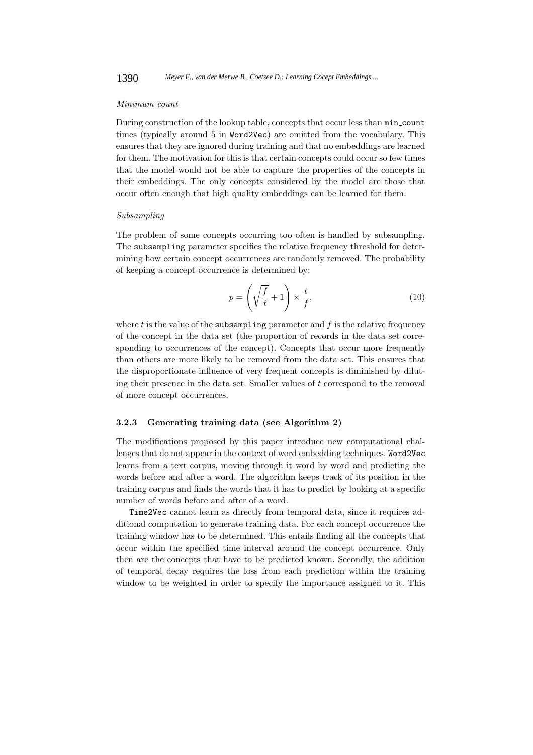*Minimum count*

During construction of the lookup table, concepts that occur less than `min_count` times (typically around 5 in `Word2Vec`) are omitted from the vocabulary. This ensures that they are ignored during training and that no embeddings are learned for them. The motivation for this is that certain concepts could occur so few times that the model would not be able to capture the properties of the concepts in their embeddings. The only concepts considered by the model are those that occur often enough that high quality embeddings can be learned for them.

*Subsampling*

The problem of some concepts occurring too often is handled by subsampling. The `subsampling` parameter specifies the relative frequency threshold for determining how certain concept occurrences are randomly removed. The probability of keeping a concept occurrence is determined by:

$$p = \left( \sqrt{\frac{f}{t}} + 1 \right) \times \frac{t}{f}, \tag{10}$$

where $t$ is the value of the `subsampling` parameter and $f$ is the relative frequency of the concept in the data set (the proportion of records in the data set corresponding to occurrences of the concept). Concepts that occur more frequently than others are more likely to be removed from the data set. This ensures that the disproportionate influence of very frequent concepts is diminished by diluting their presence in the data set. Smaller values of $t$ correspond to the removal of more concept occurrences.

#### 3.2.3 Generating training data (see Algorithm 2)

The modifications proposed by this paper introduce new computational challenges that do not appear in the context of word embedding techniques. `Word2Vec` learns from a text corpus, moving through it word by word and predicting the words before and after a word. The algorithm keeps track of its position in the training corpus and finds the words that it has to predict by looking at a specific number of words before and after of a word.

`Time2Vec` cannot learn as directly from temporal data, since it requires additional computation to generate training data. For each concept occurrence the training window has to be determined. This entails finding all the concepts that occur within the specified time interval around the concept occurrence. Only then are the concepts that have to be predicted known. Secondly, the addition of temporal decay requires the loss from each prediction within the training window to be weighted in order to specify the importance assigned to it. This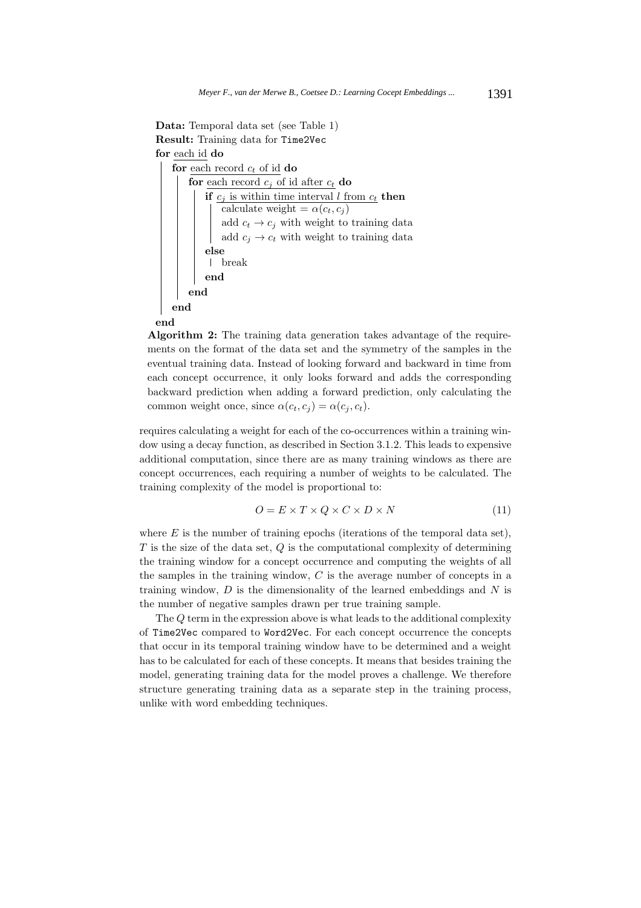```
Data: Temporal data set (see Table 1)
Result: Training data for Time2Vec
for each id do
    for each record c_t of id do
        for each record c_j of id after c_t do
            if c_j is within time interval l from c_t then
                calculate weight = α(c_t, c_j)
                add c_t → c_j with weight to training data
                add c_j → c_t with weight to training data
            else
                break
            end
        end
    end
end
```

**Algorithm 2:** The training data generation takes advantage of the requirements on the format of the data set and the symmetry of the samples in the eventual training data. Instead of looking forward and backward in time from each concept occurrence, it only looks forward and adds the corresponding backward prediction when adding a forward prediction, only calculating the common weight once, since $\alpha(c_t, c_j) = \alpha(c_j, c_t)$.

requires calculating a weight for each of the co-occurrences within a training window using a decay function, as described in Section 3.1.2. This leads to expensive additional computation, since there are as many training windows as there are concept occurrences, each requiring a number of weights to be calculated. The training complexity of the model is proportional to:

$$O = E \times T \times Q \times C \times D \times N \tag{11}$$

where $E$ is the number of training epochs (iterations of the temporal data set), $T$ is the size of the data set, $Q$ is the computational complexity of determining the training window for a concept occurrence and computing the weights of all the samples in the training window, $C$ is the average number of concepts in a training window, $D$ is the dimensionality of the learned embeddings and $N$ is the number of negative samples drawn per true training sample.

The $Q$ term in the expression above is what leads to the additional complexity of `Time2Vec` compared to `Word2Vec`. For each concept occurrence the concepts that occur in its temporal training window have to be determined and a weight has to be calculated for each of these concepts. It means that besides training the model, generating training data for the model proves a challenge. We therefore structure generating training data as a separate step in the training process, unlike with word embedding techniques.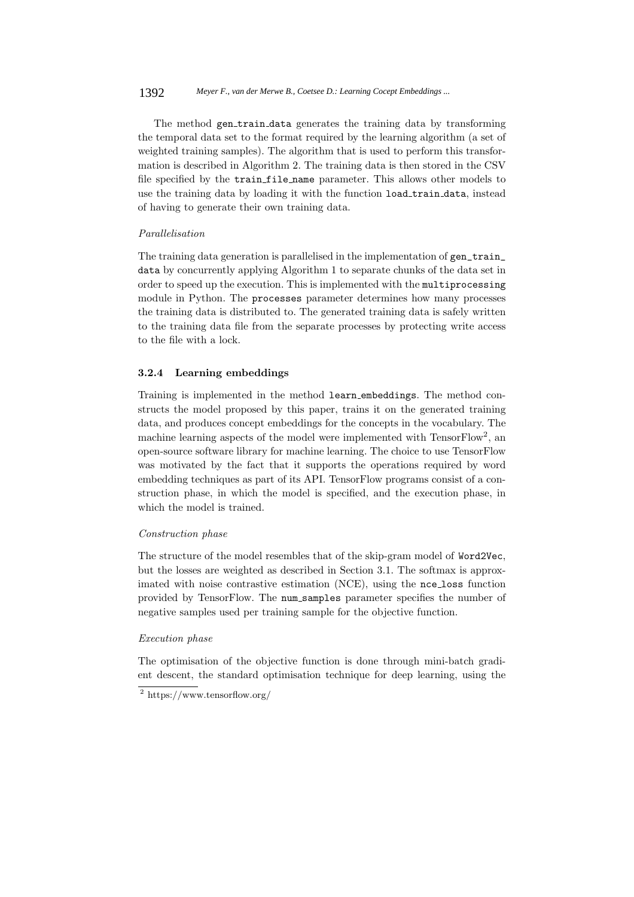The method gen_train_data generates the training data by transforming the temporal data set to the format required by the learning algorithm (a set of weighted training samples). The algorithm that is used to perform this transformation is described in Algorithm 2. The training data is then stored in the CSV file specified by the train_file_name parameter. This allows other models to use the training data by loading it with the function load_train_data, instead of having to generate their own training data.

*Parallelisation*

The training data generation is parallelised in the implementation of gen_train_data by concurrently applying Algorithm 1 to separate chunks of the data set in order to speed up the execution. This is implemented with the multiprocessing module in Python. The processes parameter determines how many processes the training data is distributed to. The generated training data is safely written to the training data file from the separate processes by protecting write access to the file with a lock.

#### 3.2.4 Learning embeddings

Training is implemented in the method learn_embeddings. The method constructs the model proposed by this paper, trains it on the generated training data, and produces concept embeddings for the concepts in the vocabulary. The machine learning aspects of the model were implemented with TensorFlow[2], an open-source software library for machine learning. The choice to use TensorFlow was motivated by the fact that it supports the operations required by word embedding techniques as part of its API. TensorFlow programs consist of a construction phase, in which the model is specified, and the execution phase, in which the model is trained.

*Construction phase*

The structure of the model resembles that of the skip-gram model of Word2Vec, but the losses are weighted as described in Section 3.1. The softmax is approximated with noise contrastive estimation (NCE), using the nce_loss function provided by TensorFlow. The num_samples parameter specifies the number of negative samples used per training sample for the objective function.

*Execution phase*

The optimisation of the objective function is done through mini-batch gradient descent, the standard optimisation technique for deep learning, using the

[2] https://www.tensorflow.org/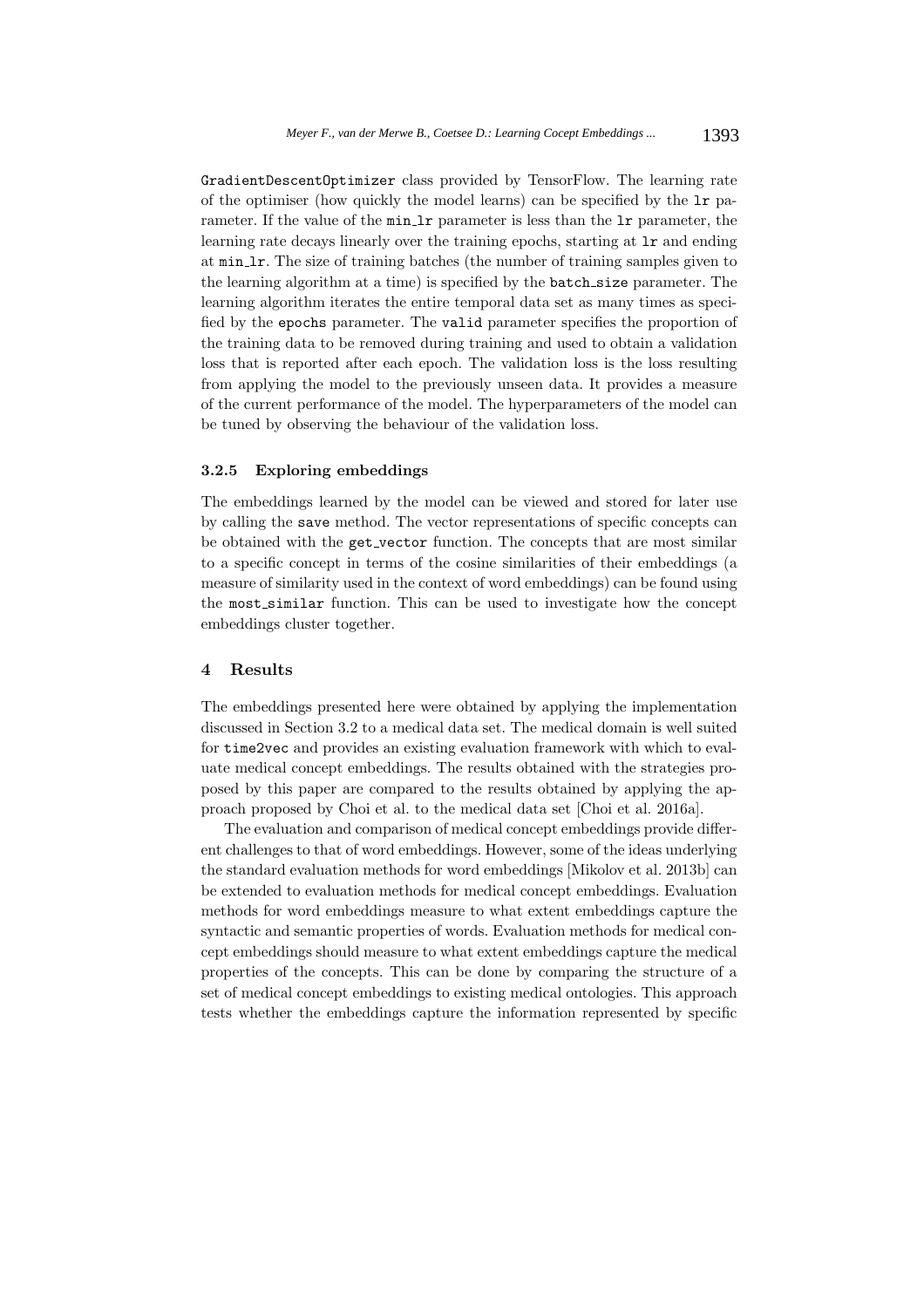GradientDescentOptimizer class provided by TensorFlow. The learning rate of the optimiser (how quickly the model learns) can be specified by the lr parameter. If the value of the min_lr parameter is less than the lr parameter, the learning rate decays linearly over the training epochs, starting at lr and ending at min_lr. The size of training batches (the number of training samples given to the learning algorithm at a time) is specified by the batch_size parameter. The learning algorithm iterates the entire temporal data set as many times as specified by the epochs parameter. The valid parameter specifies the proportion of the training data to be removed during training and used to obtain a validation loss that is reported after each epoch. The validation loss is the loss resulting from applying the model to the previously unseen data. It provides a measure of the current performance of the model. The hyperparameters of the model can be tuned by observing the behaviour of the validation loss.

#### 3.2.5 Exploring embeddings

The embeddings learned by the model can be viewed and stored for later use by calling the save method. The vector representations of specific concepts can be obtained with the get_vector function. The concepts that are most similar to a specific concept in terms of the cosine similarities of their embeddings (a measure of similarity used in the context of word embeddings) can be found using the most_similar function. This can be used to investigate how the concept embeddings cluster together.

## 4 Results

The embeddings presented here were obtained by applying the implementation discussed in Section 3.2 to a medical data set. The medical domain is well suited for time2vec and provides an existing evaluation framework with which to evaluate medical concept embeddings. The results obtained with the strategies proposed by this paper are compared to the results obtained by applying the approach proposed by Choi et al. to the medical data set [Choi et al. 2016a].

The evaluation and comparison of medical concept embeddings provide different challenges to that of word embeddings. However, some of the ideas underlying the standard evaluation methods for word embeddings [Mikolov et al. 2013b] can be extended to evaluation methods for medical concept embeddings. Evaluation methods for word embeddings measure to what extent embeddings capture the syntactic and semantic properties of words. Evaluation methods for medical concept embeddings should measure to what extent embeddings capture the medical properties of the concepts. This can be done by comparing the structure of a set of medical concept embeddings to existing medical ontologies. This approach tests whether the embeddings capture the information represented by specific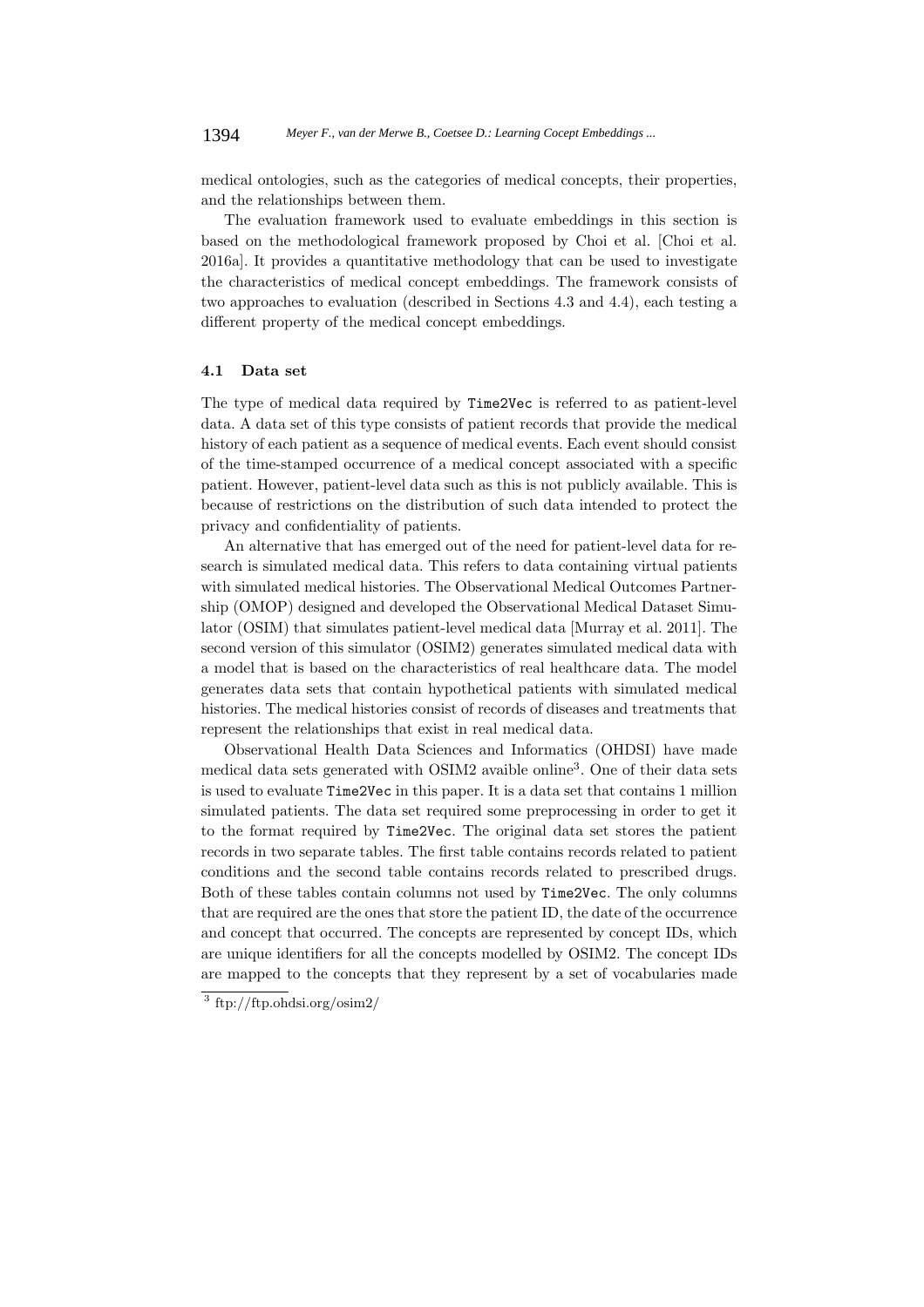medical ontologies, such as the categories of medical concepts, their properties, and the relationships between them.

The evaluation framework used to evaluate embeddings in this section is based on the methodological framework proposed by Choi et al. [Choi et al. 2016a]. It provides a quantitative methodology that can be used to investigate the characteristics of medical concept embeddings. The framework consists of two approaches to evaluation (described in Sections 4.3 and 4.4), each testing a different property of the medical concept embeddings.

### 4.1 Data set

The type of medical data required by `Time2Vec` is referred to as patient-level data. A data set of this type consists of patient records that provide the medical history of each patient as a sequence of medical events. Each event should consist of the time-stamped occurrence of a medical concept associated with a specific patient. However, patient-level data such as this is not publicly available. This is because of restrictions on the distribution of such data intended to protect the privacy and confidentiality of patients.

An alternative that has emerged out of the need for patient-level data for research is simulated medical data. This refers to data containing virtual patients with simulated medical histories. The Observational Medical Outcomes Partnership (OMOP) designed and developed the Observational Medical Dataset Simulator (OSIM) that simulates patient-level medical data [Murray et al. 2011]. The second version of this simulator (OSIM2) generates simulated medical data with a model that is based on the characteristics of real healthcare data. The model generates data sets that contain hypothetical patients with simulated medical histories. The medical histories consist of records of diseases and treatments that represent the relationships that exist in real medical data.

Observational Health Data Sciences and Informatics (OHDSI) have made medical data sets generated with OSIM2 avaible online[3]. One of their data sets is used to evaluate `Time2Vec` in this paper. It is a data set that contains 1 million simulated patients. The data set required some preprocessing in order to get it to the format required by `Time2Vec`. The original data set stores the patient records in two separate tables. The first table contains records related to patient conditions and the second table contains records related to prescribed drugs. Both of these tables contain columns not used by `Time2Vec`. The only columns that are required are the ones that store the patient ID, the date of the occurrence and concept that occurred. The concepts are represented by concept IDs, which are unique identifiers for all the concepts modelled by OSIM2. The concept IDs are mapped to the concepts that they represent by a set of vocabularies made

[3] ftp://ftp.ohdsi.org/osim2/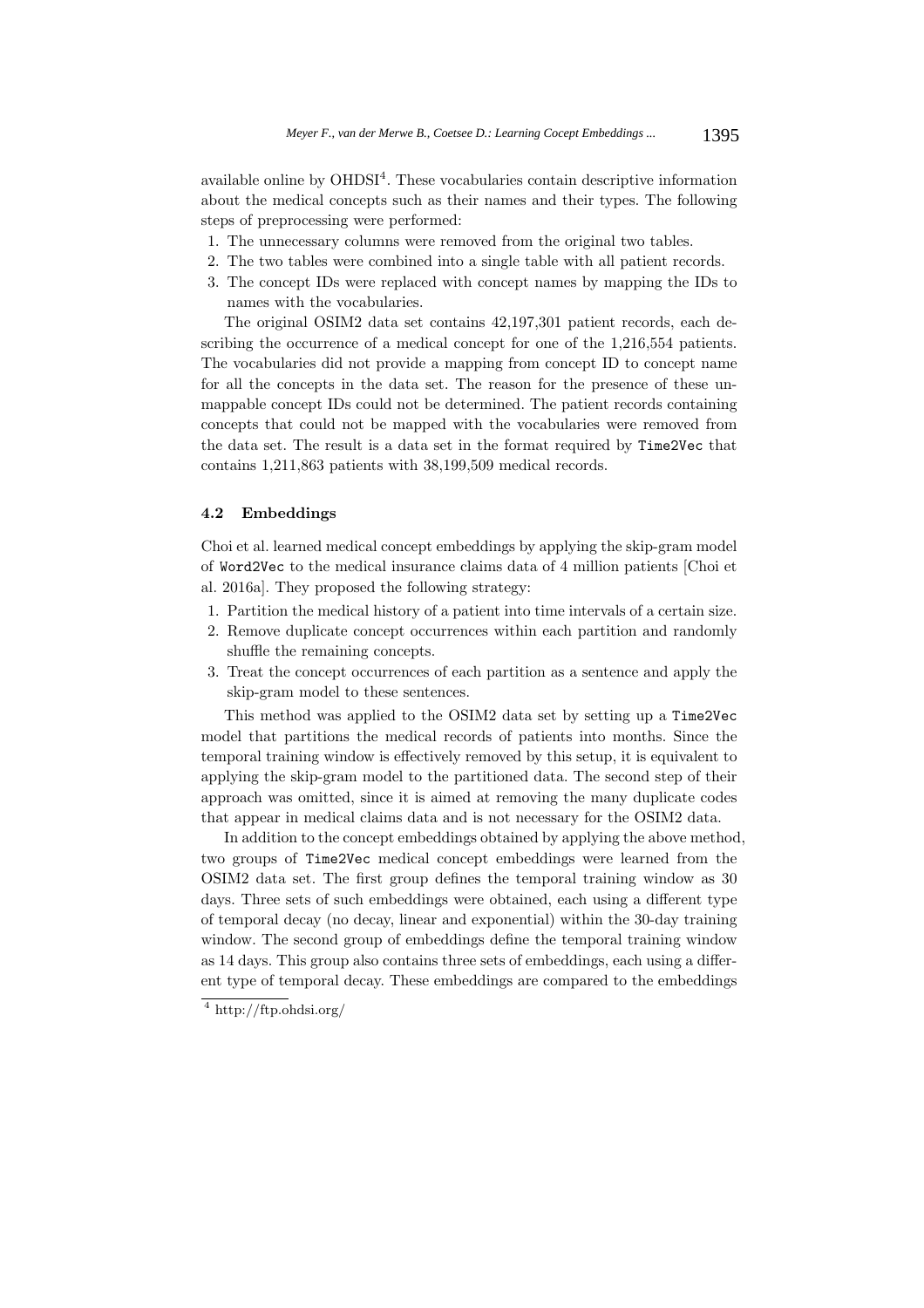available online by OHDSI[4]. These vocabularies contain descriptive information about the medical concepts such as their names and their types. The following steps of preprocessing were performed:

1. The unnecessary columns were removed from the original two tables.
2. The two tables were combined into a single table with all patient records.
3. The concept IDs were replaced with concept names by mapping the IDs to names with the vocabularies.

The original OSIM2 data set contains 42,197,301 patient records, each describing the occurrence of a medical concept for one of the 1,216,554 patients. The vocabularies did not provide a mapping from concept ID to concept name for all the concepts in the data set. The reason for the presence of these unmappable concept IDs could not be determined. The patient records containing concepts that could not be mapped with the vocabularies were removed from the data set. The result is a data set in the format required by `Time2Vec` that contains 1,211,863 patients with 38,199,509 medical records.

### 4.2 Embeddings

Choi et al. learned medical concept embeddings by applying the skip-gram model of `Word2Vec` to the medical insurance claims data of 4 million patients [Choi et al. 2016a]. They proposed the following strategy:

1. Partition the medical history of a patient into time intervals of a certain size.
2. Remove duplicate concept occurrences within each partition and randomly shuffle the remaining concepts.
3. Treat the concept occurrences of each partition as a sentence and apply the skip-gram model to these sentences.

This method was applied to the OSIM2 data set by setting up a `Time2Vec` model that partitions the medical records of patients into months. Since the temporal training window is effectively removed by this setup, it is equivalent to applying the skip-gram model to the partitioned data. The second step of their approach was omitted, since it is aimed at removing the many duplicate codes that appear in medical claims data and is not necessary for the OSIM2 data.

In addition to the concept embeddings obtained by applying the above method, two groups of `Time2Vec` medical concept embeddings were learned from the OSIM2 data set. The first group defines the temporal training window as 30 days. Three sets of such embeddings were obtained, each using a different type of temporal decay (no decay, linear and exponential) within the 30-day training window. The second group of embeddings define the temporal training window as 14 days. This group also contains three sets of embeddings, each using a different type of temporal decay. These embeddings are compared to the embeddings

[4] http://ftp.ohdsi.org/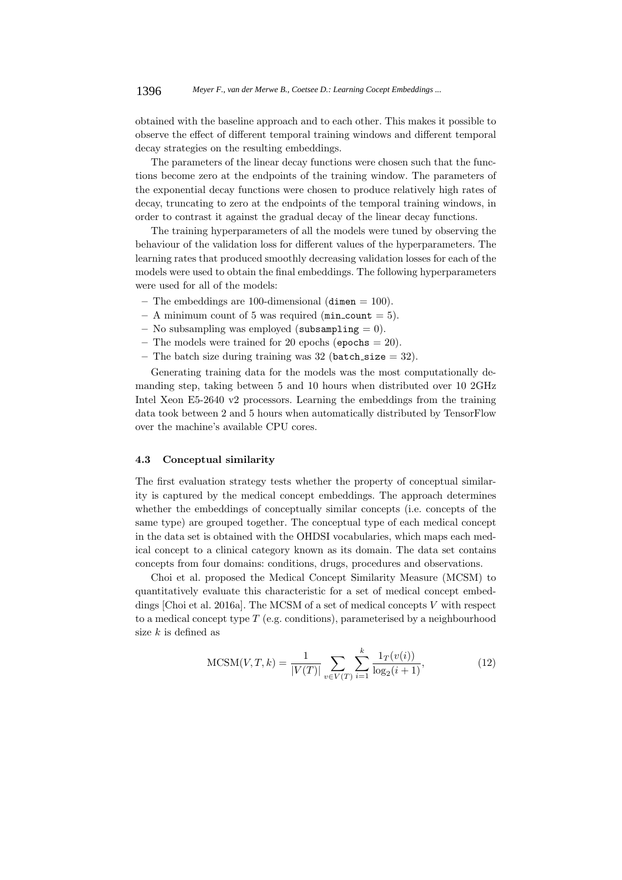obtained with the baseline approach and to each other. This makes it possible to observe the effect of different temporal training windows and different temporal decay strategies on the resulting embeddings.

The parameters of the linear decay functions were chosen such that the functions become zero at the endpoints of the training window. The parameters of the exponential decay functions were chosen to produce relatively high rates of decay, truncating to zero at the endpoints of the temporal training windows, in order to contrast it against the gradual decay of the linear decay functions.

The training hyperparameters of all the models were tuned by observing the behaviour of the validation loss for different values of the hyperparameters. The learning rates that produced smoothly decreasing validation losses for each of the models were used to obtain the final embeddings. The following hyperparameters were used for all of the models:

– The embeddings are 100-dimensional (`dimen` = 100).
– A minimum count of 5 was required (`min_count` = 5).
– No subsampling was employed (`subsampling` = 0).
– The models were trained for 20 epochs (`epochs` = 20).
– The batch size during training was 32 (`batch_size` = 32).

Generating training data for the models was the most computationally demanding step, taking between 5 and 10 hours when distributed over 10 2GHz Intel Xeon E5-2640 v2 processors. Learning the embeddings from the training data took between 2 and 5 hours when automatically distributed by TensorFlow over the machine's available CPU cores.

### 4.3 Conceptual similarity

The first evaluation strategy tests whether the property of conceptual similarity is captured by the medical concept embeddings. The approach determines whether the embeddings of conceptually similar concepts (i.e. concepts of the same type) are grouped together. The conceptual type of each medical concept in the data set is obtained with the OHDSI vocabularies, which maps each medical concept to a clinical category known as its domain. The data set contains concepts from four domains: conditions, drugs, procedures and observations.

Choi et al. proposed the Medical Concept Similarity Measure (MCSM) to quantitatively evaluate this characteristic for a set of medical concept embeddings [Choi et al. 2016a]. The MCSM of a set of medical concepts $V$ with respect to a medical concept type $T$ (e.g. conditions), parameterised by a neighbourhood size $k$ is defined as

$$\text{MCSM}(V, T, k) = \frac{1}{|V(T)|} \sum_{v \in V(T)} \sum_{i=1}^{k} \frac{1_T(v(i))}{\log_2(i+1)}, \tag{12}$$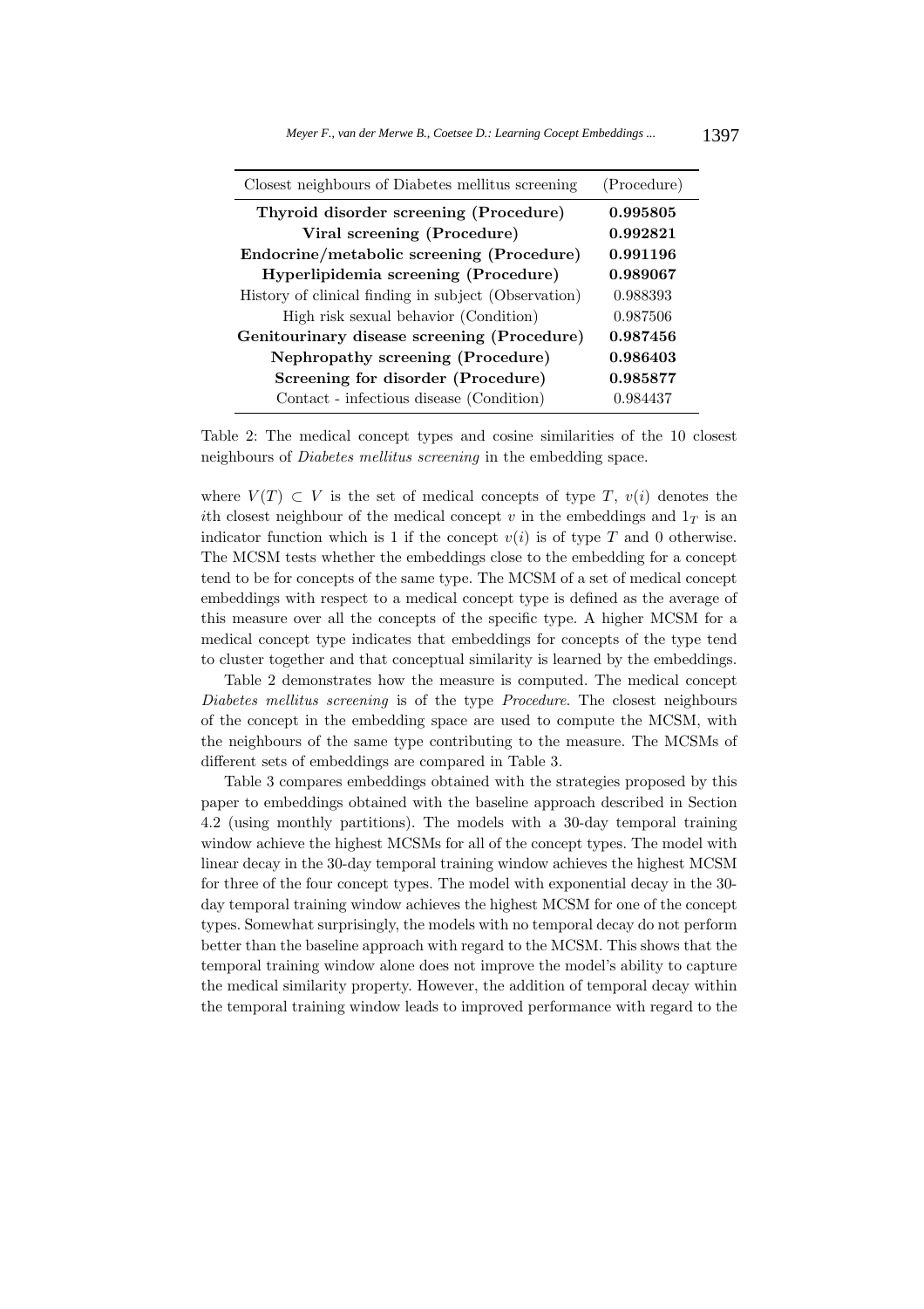| Closest neighbours of Diabetes mellitus screening | (Procedure) |
|---|---|
| **Thyroid disorder screening (Procedure)** | **0.995805** |
| **Viral screening (Procedure)** | **0.992821** |
| **Endocrine/metabolic screening (Procedure)** | **0.991196** |
| **Hyperlipidemia screening (Procedure)** | **0.989067** |
| History of clinical finding in subject (Observation) | 0.988393 |
| High risk sexual behavior (Condition) | 0.987506 |
| **Genitourinary disease screening (Procedure)** | **0.987456** |
| **Nephropathy screening (Procedure)** | **0.986403** |
| **Screening for disorder (Procedure)** | **0.985877** |
| Contact - infectious disease (Condition) | 0.984437 |

Table 2: The medical concept types and cosine similarities of the 10 closest neighbours of *Diabetes mellitus screening* in the embedding space.

where $V(T) \subset V$ is the set of medical concepts of type $T$, $v(i)$ denotes the $i$th closest neighbour of the medical concept $v$ in the embeddings and $1_T$ is an indicator function which is 1 if the concept $v(i)$ is of type $T$ and 0 otherwise. The MCSM tests whether the embeddings close to the embedding for a concept tend to be for concepts of the same type. The MCSM of a set of medical concept embeddings with respect to a medical concept type is defined as the average of this measure over all the concepts of the specific type. A higher MCSM for a medical concept type indicates that embeddings for concepts of the type tend to cluster together and that conceptual similarity is learned by the embeddings.

Table 2 demonstrates how the measure is computed. The medical concept *Diabetes mellitus screening* is of the type *Procedure*. The closest neighbours of the concept in the embedding space are used to compute the MCSM, with the neighbours of the same type contributing to the measure. The MCSMs of different sets of embeddings are compared in Table 3.

Table 3 compares embeddings obtained with the strategies proposed by this paper to embeddings obtained with the baseline approach described in Section 4.2 (using monthly partitions). The models with a 30-day temporal training window achieve the highest MCSMs for all of the concept types. The model with linear decay in the 30-day temporal training window achieves the highest MCSM for three of the four concept types. The model with exponential decay in the 30-day temporal training window achieves the highest MCSM for one of the concept types. Somewhat surprisingly, the models with no temporal decay do not perform better than the baseline approach with regard to the MCSM. This shows that the temporal training window alone does not improve the model's ability to capture the medical similarity property. However, the addition of temporal decay within the temporal training window leads to improved performance with regard to the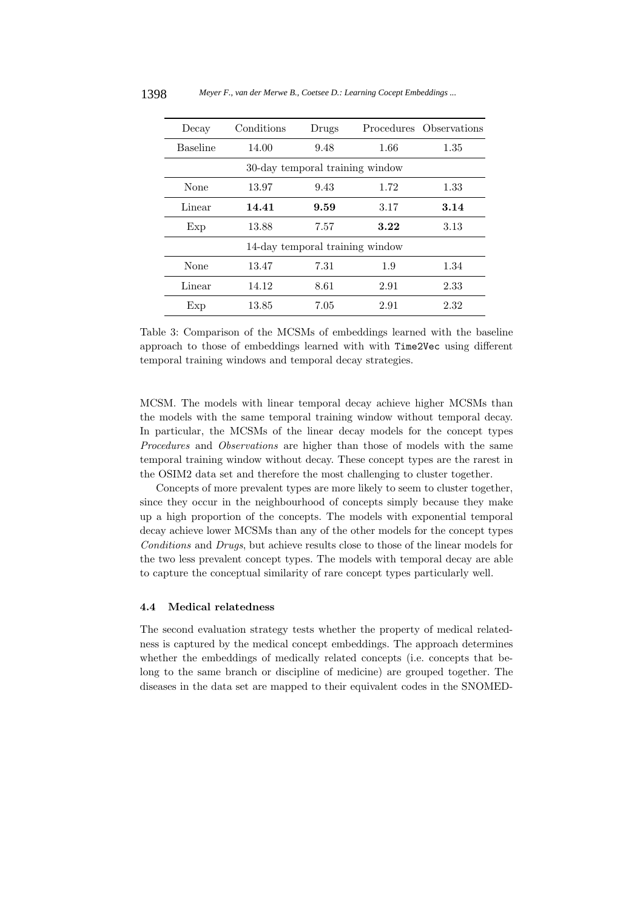| Decay | Conditions | Drugs | Procedures | Observations |
|---|---|---|---|---|
| Baseline | 14.00 | 9.48 | 1.66 | 1.35 |
| 30-day temporal training window | | | | |
| None | 13.97 | 9.43 | 1.72 | 1.33 |
| Linear | **14.41** | **9.59** | 3.17 | **3.14** |
| Exp | 13.88 | 7.57 | **3.22** | 3.13 |
| 14-day temporal training window | | | | |
| None | 13.47 | 7.31 | 1.9 | 1.34 |
| Linear | 14.12 | 8.61 | 2.91 | 2.33 |
| Exp | 13.85 | 7.05 | 2.91 | 2.32 |

Table 3: Comparison of the MCSMs of embeddings learned with the baseline approach to those of embeddings learned with with `Time2Vec` using different temporal training windows and temporal decay strategies.

MCSM. The models with linear temporal decay achieve higher MCSMs than the models with the same temporal training window without temporal decay. In particular, the MCSMs of the linear decay models for the concept types *Procedures* and *Observations* are higher than those of models with the same temporal training window without decay. These concept types are the rarest in the OSIM2 data set and therefore the most challenging to cluster together.

Concepts of more prevalent types are more likely to seem to cluster together, since they occur in the neighbourhood of concepts simply because they make up a high proportion of the concepts. The models with exponential temporal decay achieve lower MCSMs than any of the other models for the concept types *Conditions* and *Drugs*, but achieve results close to those of the linear models for the two less prevalent concept types. The models with temporal decay are able to capture the conceptual similarity of rare concept types particularly well.

### 4.4 Medical relatedness

The second evaluation strategy tests whether the property of medical relatedness is captured by the medical concept embeddings. The approach determines whether the embeddings of medically related concepts (i.e. concepts that belong to the same branch or discipline of medicine) are grouped together. The diseases in the data set are mapped to their equivalent codes in the SNOMED-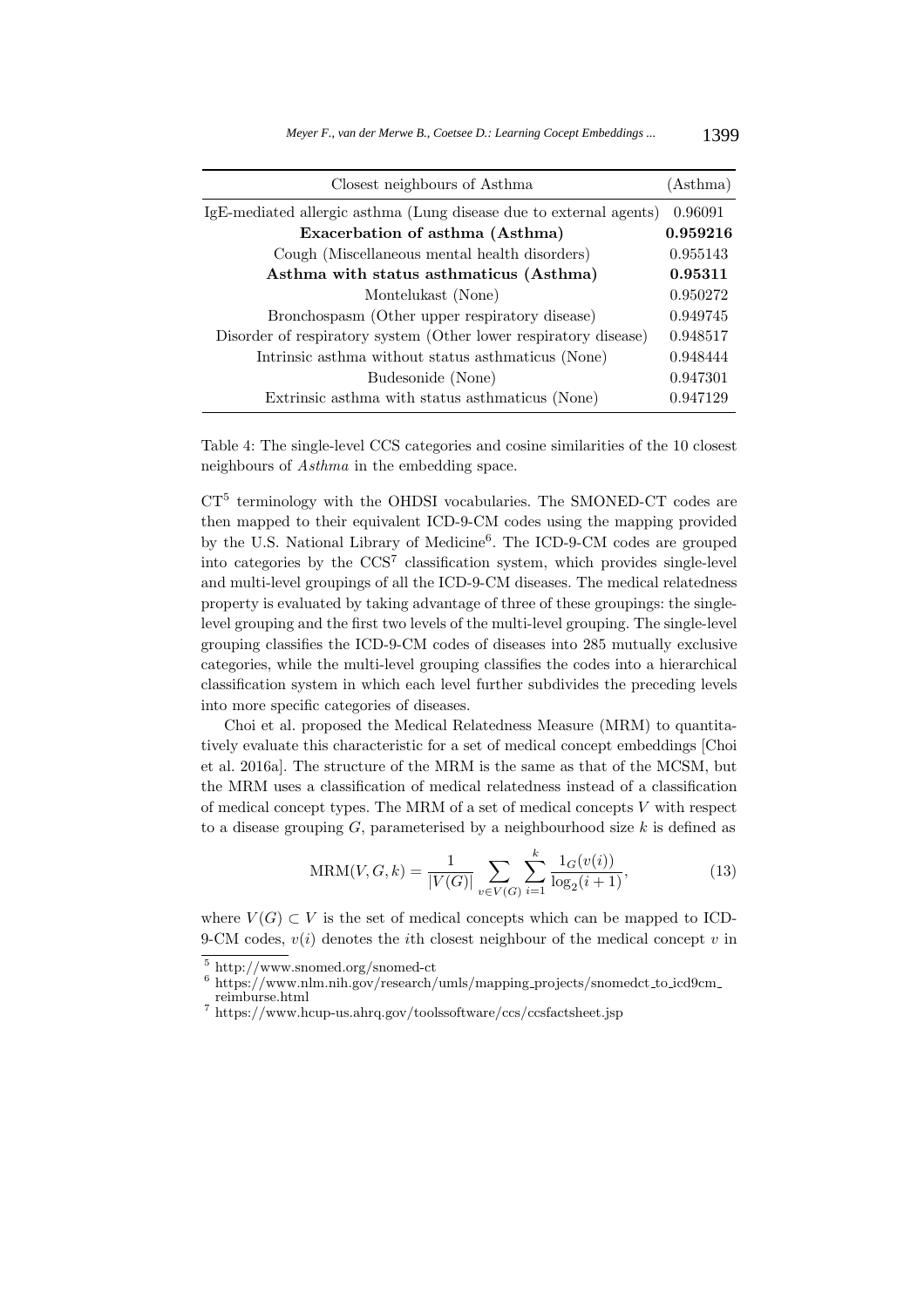| Closest neighbours of Asthma | (Asthma) |
|---|---|
| IgE-mediated allergic asthma (Lung disease due to external agents) | 0.96091 |
| **Exacerbation of asthma (Asthma)** | **0.959216** |
| Cough (Miscellaneous mental health disorders) | 0.955143 |
| **Asthma with status asthmaticus (Asthma)** | **0.95311** |
| Montelukast (None) | 0.950272 |
| Bronchospasm (Other upper respiratory disease) | 0.949745 |
| Disorder of respiratory system (Other lower respiratory disease) | 0.948517 |
| Intrinsic asthma without status asthmaticus (None) | 0.948444 |
| Budesonide (None) | 0.947301 |
| Extrinsic asthma with status asthmaticus (None) | 0.947129 |

Table 4: The single-level CCS categories and cosine similarities of the 10 closest neighbours of *Asthma* in the embedding space.

CT[5] terminology with the OHDSI vocabularies. The SMONED-CT codes are then mapped to their equivalent ICD-9-CM codes using the mapping provided by the U.S. National Library of Medicine[6]. The ICD-9-CM codes are grouped into categories by the CCS[7] classification system, which provides single-level and multi-level groupings of all the ICD-9-CM diseases. The medical relatedness property is evaluated by taking advantage of three of these groupings: the single-level grouping and the first two levels of the multi-level grouping. The single-level grouping classifies the ICD-9-CM codes of diseases into 285 mutually exclusive categories, while the multi-level grouping classifies the codes into a hierarchical classification system in which each level further subdivides the preceding levels into more specific categories of diseases.

Choi et al. proposed the Medical Relatedness Measure (MRM) to quantitatively evaluate this characteristic for a set of medical concept embeddings [Choi et al. 2016a]. The structure of the MRM is the same as that of the MCSM, but the MRM uses a classification of medical relatedness instead of a classification of medical concept types. The MRM of a set of medical concepts $V$ with respect to a disease grouping $G$, parameterised by a neighbourhood size $k$ is defined as

$$\mathrm{MRM}(V, G, k) = \frac{1}{|V(G)|} \sum_{v \in V(G)} \sum_{i=1}^{k} \frac{1_G(v(i))}{\log_2(i+1)}, \tag{13}$$

where $V(G) \subset V$ is the set of medical concepts which can be mapped to ICD-9-CM codes, $v(i)$ denotes the $i$th closest neighbour of the medical concept $v$ in

[5] http://www.snomed.org/snomed-ct

[6] https://www.nlm.nih.gov/research/umls/mapping_projects/snomedct_to_icd9cm_reimburse.html

[7] https://www.hcup-us.ahrq.gov/toolssoftware/ccs/ccsfactsheet.jsp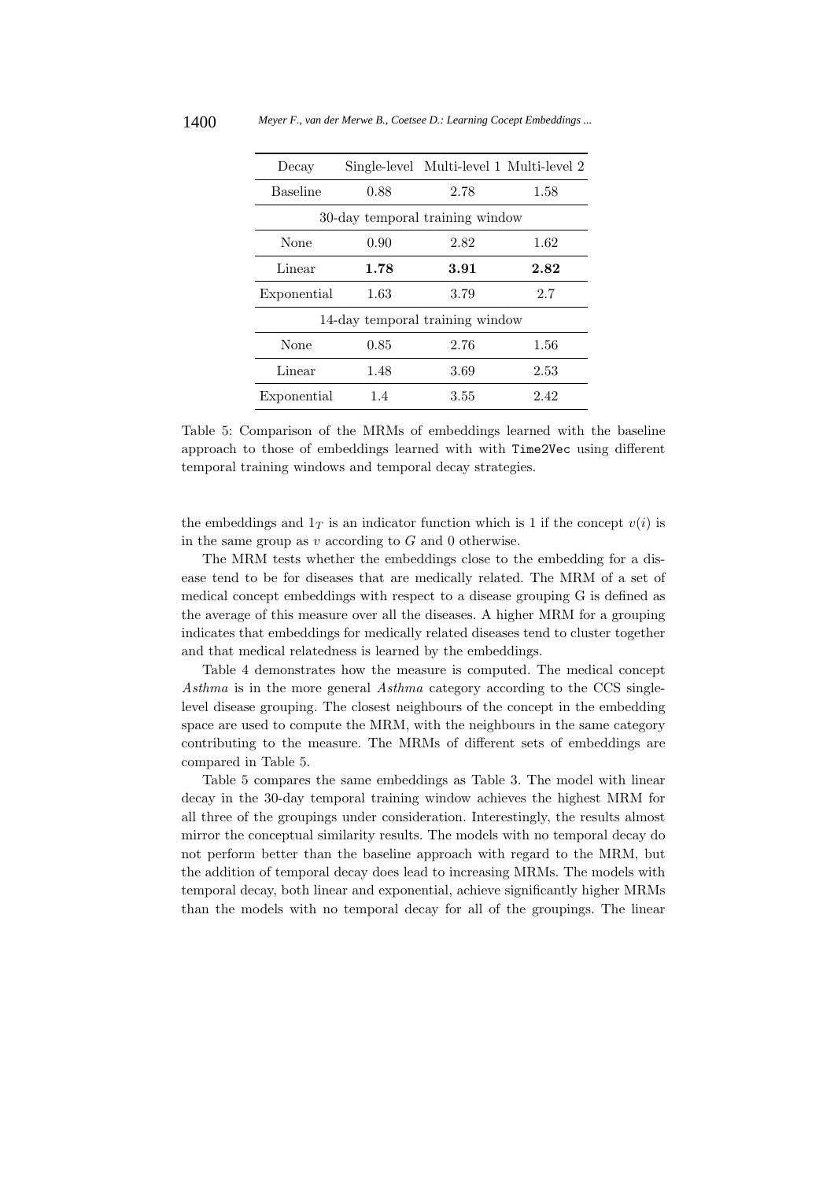| Decay | Single-level | Multi-level 1 | Multi-level 2 |
|---|---|---|---|
| Baseline | 0.88 | 2.78 | 1.58 |
| 30-day temporal training window | | | |
| None | 0.90 | 2.82 | 1.62 |
| Linear | **1.78** | **3.91** | **2.82** |
| Exponential | 1.63 | 3.79 | 2.7 |
| 14-day temporal training window | | | |
| None | 0.85 | 2.76 | 1.56 |
| Linear | 1.48 | 3.69 | 2.53 |
| Exponential | 1.4 | 3.55 | 2.42 |

Table 5: Comparison of the MRMs of embeddings learned with the baseline approach to those of embeddings learned with with `Time2Vec` using different temporal training windows and temporal decay strategies.

the embeddings and $1_T$ is an indicator function which is 1 if the concept $v(i)$ is in the same group as $v$ according to $G$ and 0 otherwise.

The MRM tests whether the embeddings close to the embedding for a disease tend to be for diseases that are medically related. The MRM of a set of medical concept embeddings with respect to a disease grouping G is defined as the average of this measure over all the diseases. A higher MRM for a grouping indicates that embeddings for medically related diseases tend to cluster together and that medical relatedness is learned by the embeddings.

Table 4 demonstrates how the measure is computed. The medical concept *Asthma* is in the more general *Asthma* category according to the CCS single-level disease grouping. The closest neighbours of the concept in the embedding space are used to compute the MRM, with the neighbours in the same category contributing to the measure. The MRMs of different sets of embeddings are compared in Table 5.

Table 5 compares the same embeddings as Table 3. The model with linear decay in the 30-day temporal training window achieves the highest MRM for all three of the groupings under consideration. Interestingly, the results almost mirror the conceptual similarity results. The models with no temporal decay do not perform better than the baseline approach with regard to the MRM, but the addition of temporal decay does lead to increasing MRMs. The models with temporal decay, both linear and exponential, achieve significantly higher MRMs than the models with no temporal decay for all of the groupings. The linear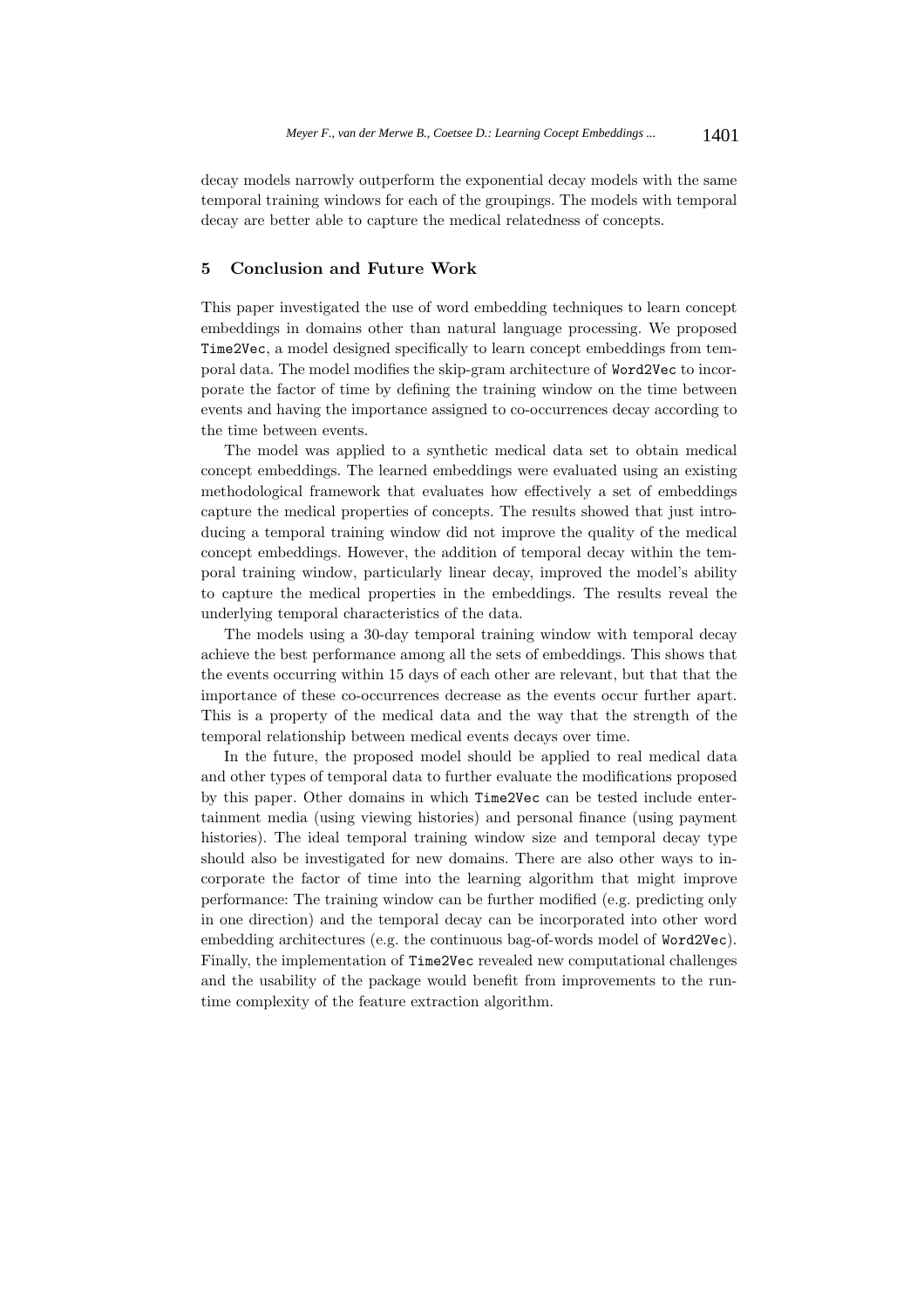decay models narrowly outperform the exponential decay models with the same temporal training windows for each of the groupings. The models with temporal decay are better able to capture the medical relatedness of concepts.

## 5 Conclusion and Future Work

This paper investigated the use of word embedding techniques to learn concept embeddings in domains other than natural language processing. We proposed `Time2Vec`, a model designed specifically to learn concept embeddings from temporal data. The model modifies the skip-gram architecture of `Word2Vec` to incorporate the factor of time by defining the training window on the time between events and having the importance assigned to co-occurrences decay according to the time between events.

The model was applied to a synthetic medical data set to obtain medical concept embeddings. The learned embeddings were evaluated using an existing methodological framework that evaluates how effectively a set of embeddings capture the medical properties of concepts. The results showed that just introducing a temporal training window did not improve the quality of the medical concept embeddings. However, the addition of temporal decay within the temporal training window, particularly linear decay, improved the model's ability to capture the medical properties in the embeddings. The results reveal the underlying temporal characteristics of the data.

The models using a 30-day temporal training window with temporal decay achieve the best performance among all the sets of embeddings. This shows that the events occurring within 15 days of each other are relevant, but that that the importance of these co-occurrences decrease as the events occur further apart. This is a property of the medical data and the way that the strength of the temporal relationship between medical events decays over time.

In the future, the proposed model should be applied to real medical data and other types of temporal data to further evaluate the modifications proposed by this paper. Other domains in which `Time2Vec` can be tested include entertainment media (using viewing histories) and personal finance (using payment histories). The ideal temporal training window size and temporal decay type should also be investigated for new domains. There are also other ways to incorporate the factor of time into the learning algorithm that might improve performance: The training window can be further modified (e.g. predicting only in one direction) and the temporal decay can be incorporated into other word embedding architectures (e.g. the continuous bag-of-words model of `Word2Vec`). Finally, the implementation of `Time2Vec` revealed new computational challenges and the usability of the package would benefit from improvements to the runtime complexity of the feature extraction algorithm.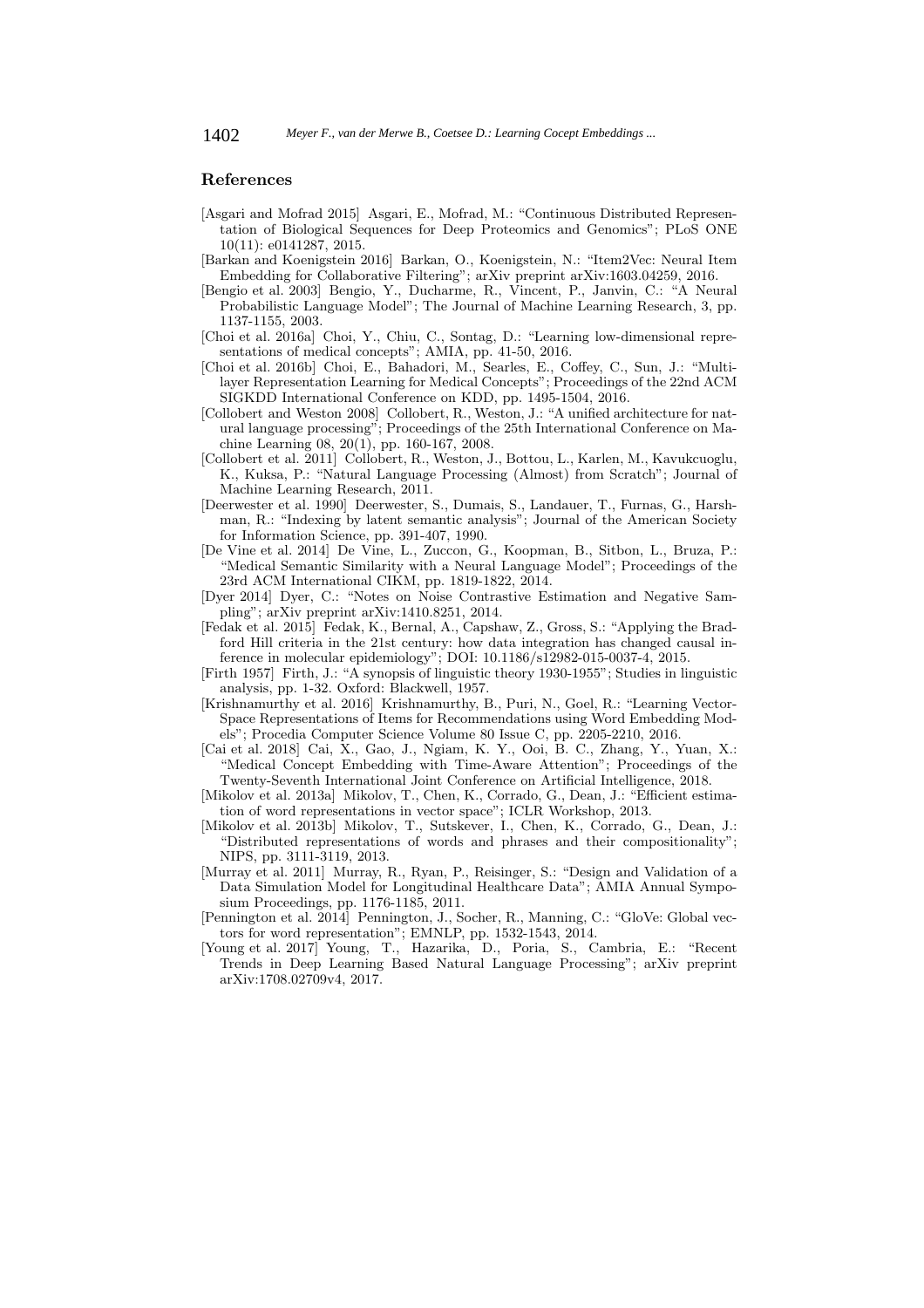## References

[Asgari and Mofrad 2015] Asgari, E., Mofrad, M.: "Continuous Distributed Representation of Biological Sequences for Deep Proteomics and Genomics"; PLoS ONE 10(11): e0141287, 2015.

[Barkan and Koenigstein 2016] Barkan, O., Koenigstein, N.: "Item2Vec: Neural Item Embedding for Collaborative Filtering"; arXiv preprint arXiv:1603.04259, 2016.

[Bengio et al. 2003] Bengio, Y., Ducharme, R., Vincent, P., Janvin, C.: "A Neural Probabilistic Language Model"; The Journal of Machine Learning Research, 3, pp. 1137-1155, 2003.

[Choi et al. 2016a] Choi, Y., Chiu, C., Sontag, D.: "Learning low-dimensional representations of medical concepts"; AMIA, pp. 41-50, 2016.

[Choi et al. 2016b] Choi, E., Bahadori, M., Searles, E., Coffey, C., Sun, J.: "Multi-layer Representation Learning for Medical Concepts"; Proceedings of the 22nd ACM SIGKDD International Conference on KDD, pp. 1495-1504, 2016.

[Collobert and Weston 2008] Collobert, R., Weston, J.: "A unified architecture for natural language processing"; Proceedings of the 25th International Conference on Machine Learning 08, 20(1), pp. 160-167, 2008.

[Collobert et al. 2011] Collobert, R., Weston, J., Bottou, L., Karlen, M., Kavukcuoglu, K., Kuksa, P.: "Natural Language Processing (Almost) from Scratch"; Journal of Machine Learning Research, 2011.

[Deerwester et al. 1990] Deerwester, S., Dumais, S., Landauer, T., Furnas, G., Harshman, R.: "Indexing by latent semantic analysis"; Journal of the American Society for Information Science, pp. 391-407, 1990.

[De Vine et al. 2014] De Vine, L., Zuccon, G., Koopman, B., Sitbon, L., Bruza, P.: "Medical Semantic Similarity with a Neural Language Model"; Proceedings of the 23rd ACM International CIKM, pp. 1819-1822, 2014.

[Dyer 2014] Dyer, C.: "Notes on Noise Contrastive Estimation and Negative Sampling"; arXiv preprint arXiv:1410.8251, 2014.

[Fedak et al. 2015] Fedak, K., Bernal, A., Capshaw, Z., Gross, S.: "Applying the Bradford Hill criteria in the 21st century: how data integration has changed causal inference in molecular epidemiology"; DOI: 10.1186/s12982-015-0037-4, 2015.

[Firth 1957] Firth, J.: "A synopsis of linguistic theory 1930-1955"; Studies in linguistic analysis, pp. 1-32. Oxford: Blackwell, 1957.

[Krishnamurthy et al. 2016] Krishnamurthy, B., Puri, N., Goel, R.: "Learning Vector-Space Representations of Items for Recommendations using Word Embedding Models"; Procedia Computer Science Volume 80 Issue C, pp. 2205-2210, 2016.

[Cai et al. 2018] Cai, X., Gao, J., Ngiam, K. Y., Ooi, B. C., Zhang, Y., Yuan, X.: "Medical Concept Embedding with Time-Aware Attention"; Proceedings of the Twenty-Seventh International Joint Conference on Artificial Intelligence, 2018.

[Mikolov et al. 2013a] Mikolov, T., Chen, K., Corrado, G., Dean, J.: "Efficient estimation of word representations in vector space"; ICLR Workshop, 2013.

[Mikolov et al. 2013b] Mikolov, T., Sutskever, I., Chen, K., Corrado, G., Dean, J.: "Distributed representations of words and phrases and their compositionality"; NIPS, pp. 3111-3119, 2013.

[Murray et al. 2011] Murray, R., Ryan, P., Reisinger, S.: "Design and Validation of a Data Simulation Model for Longitudinal Healthcare Data"; AMIA Annual Symposium Proceedings, pp. 1176-1185, 2011.

[Pennington et al. 2014] Pennington, J., Socher, R., Manning, C.: "GloVe: Global vectors for word representation"; EMNLP, pp. 1532-1543, 2014.

[Young et al. 2017] Young, T., Hazarika, D., Poria, S., Cambria, E.: "Recent Trends in Deep Learning Based Natural Language Processing"; arXiv preprint arXiv:1708.02709v4, 2017.